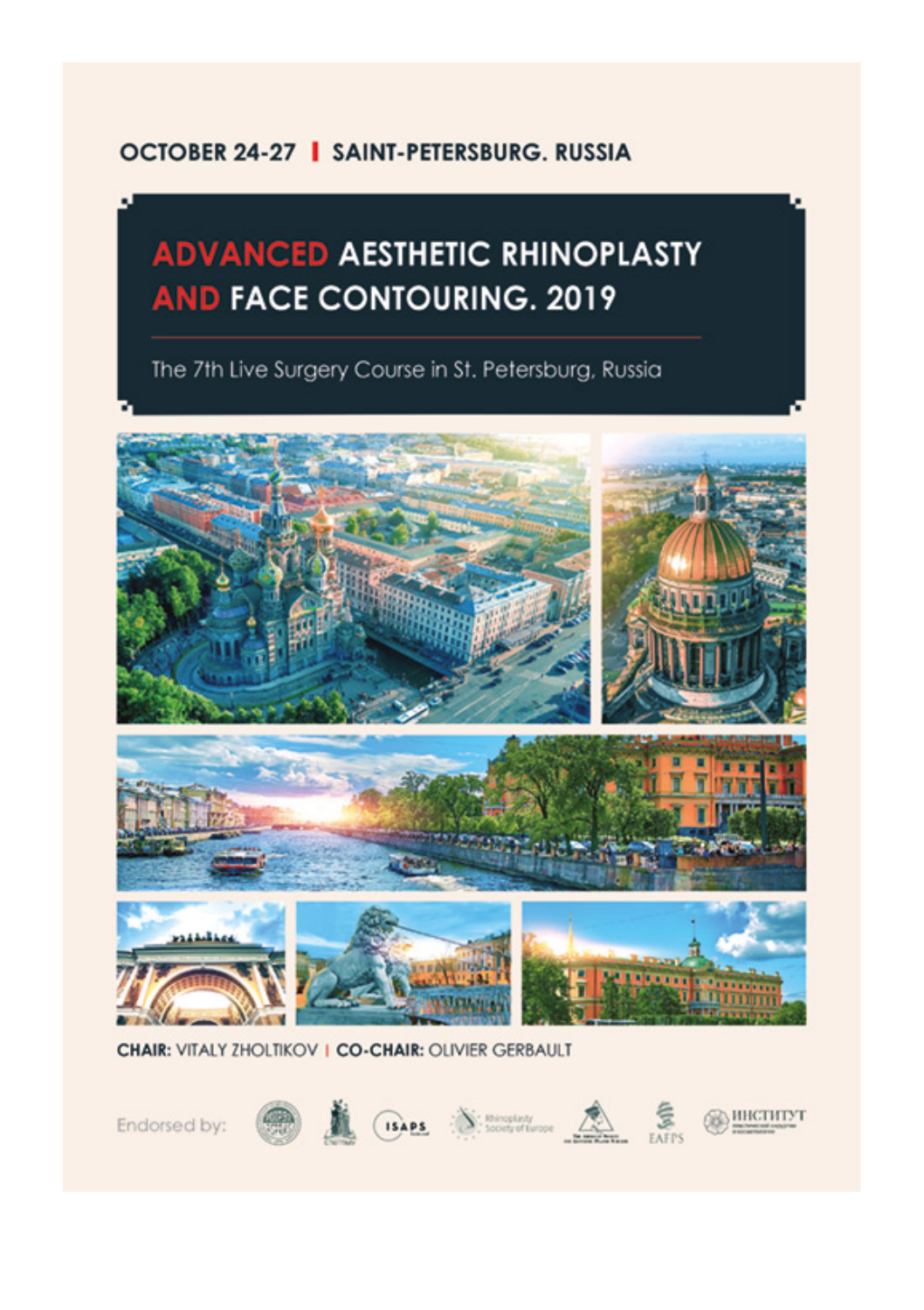**OCTOBER 24-27 | SAINT-PETERSBURG. RUSSIA**

# ADVANCED AESTHETIC RHINOPLASTY AND FACE CONTOURING. 2019

The 7th Live Surgery Course in St. Petersburg, Russia

**CHAIR:** VITALY ZHOLTIKOV | **CO-CHAIR:** OLIVIER GERBAULT

Endorsed by: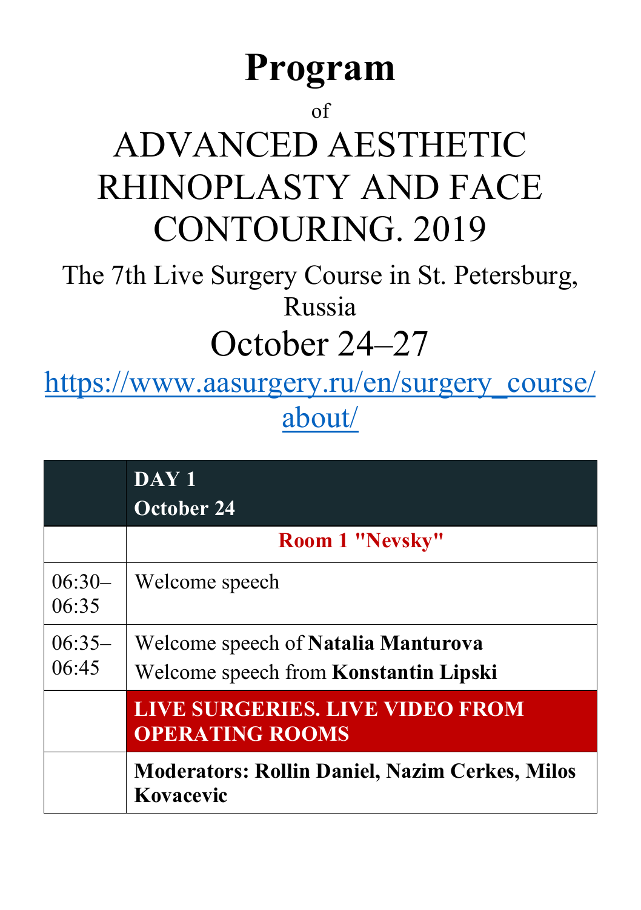# Program

of

# ADVANCED AESTHETIC RHINOPLASTY AND FACE CONTOURING. 2019

The 7th Live Surgery Course in St. Petersburg, Russia

## October 24–27

https://www.aasurgery.ru/en/surgery_course/about/

| | **DAY 1** **October 24** |
|---|---|
| | **Room 1 "Nevsky"** |
| 06:30–06:35 | Welcome speech |
| 06:35–06:45 | Welcome speech of **Natalia Manturova**<br>Welcome speech from **Konstantin Lipski** |
| | **LIVE SURGERIES. LIVE VIDEO FROM OPERATING ROOMS** |
| | **Moderators: Rollin Daniel, Nazim Cerkes, Milos Kovacevic** |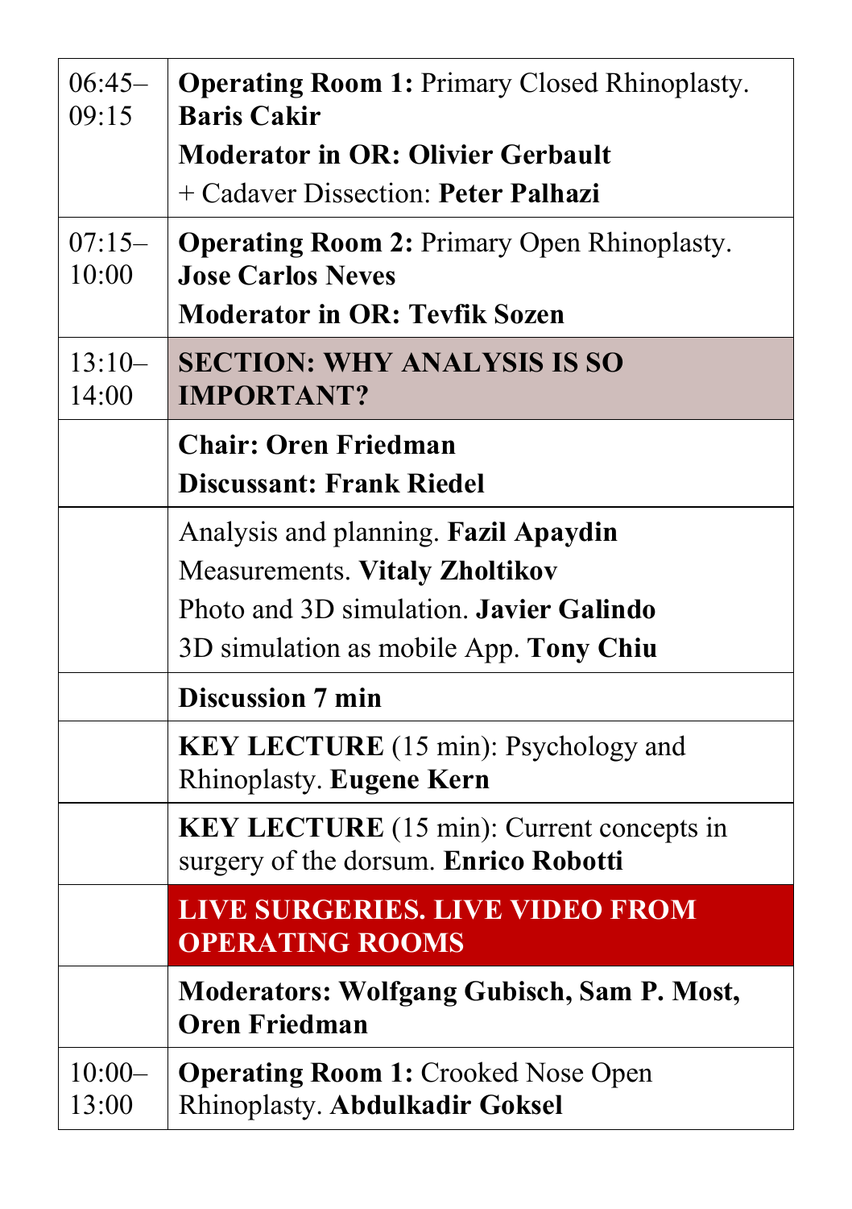| | |
|---|---|
| 06:45–09:15 | **Operating Room 1:** Primary Closed Rhinoplasty. **Baris Cakir**<br>**Moderator in OR: Olivier Gerbault**<br>+ Cadaver Dissection: **Peter Palhazi** |
| 07:15–10:00 | **Operating Room 2:** Primary Open Rhinoplasty. **Jose Carlos Neves**<br>**Moderator in OR: Tevfik Sozen** |
| 13:10–14:00 | **SECTION: WHY ANALYSIS IS SO IMPORTANT?** |
| | **Chair: Oren Friedman**<br>**Discussant: Frank Riedel** |
| | Analysis and planning. **Fazil Apaydin**<br>Measurements. **Vitaly Zholtikov**<br>Photo and 3D simulation. **Javier Galindo**<br>3D simulation as mobile App. **Tony Chiu** |
| | **Discussion 7 min** |
| | **KEY LECTURE** (15 min): Psychology and Rhinoplasty. **Eugene Kern** |
| | **KEY LECTURE** (15 min): Current concepts in surgery of the dorsum. **Enrico Robotti** |
| | **LIVE SURGERIES. LIVE VIDEO FROM OPERATING ROOMS** |
| | **Moderators: Wolfgang Gubisch, Sam P. Most, Oren Friedman** |
| 10:00–13:00 | **Operating Room 1:** Crooked Nose Open Rhinoplasty. **Abdulkadir Goksel** |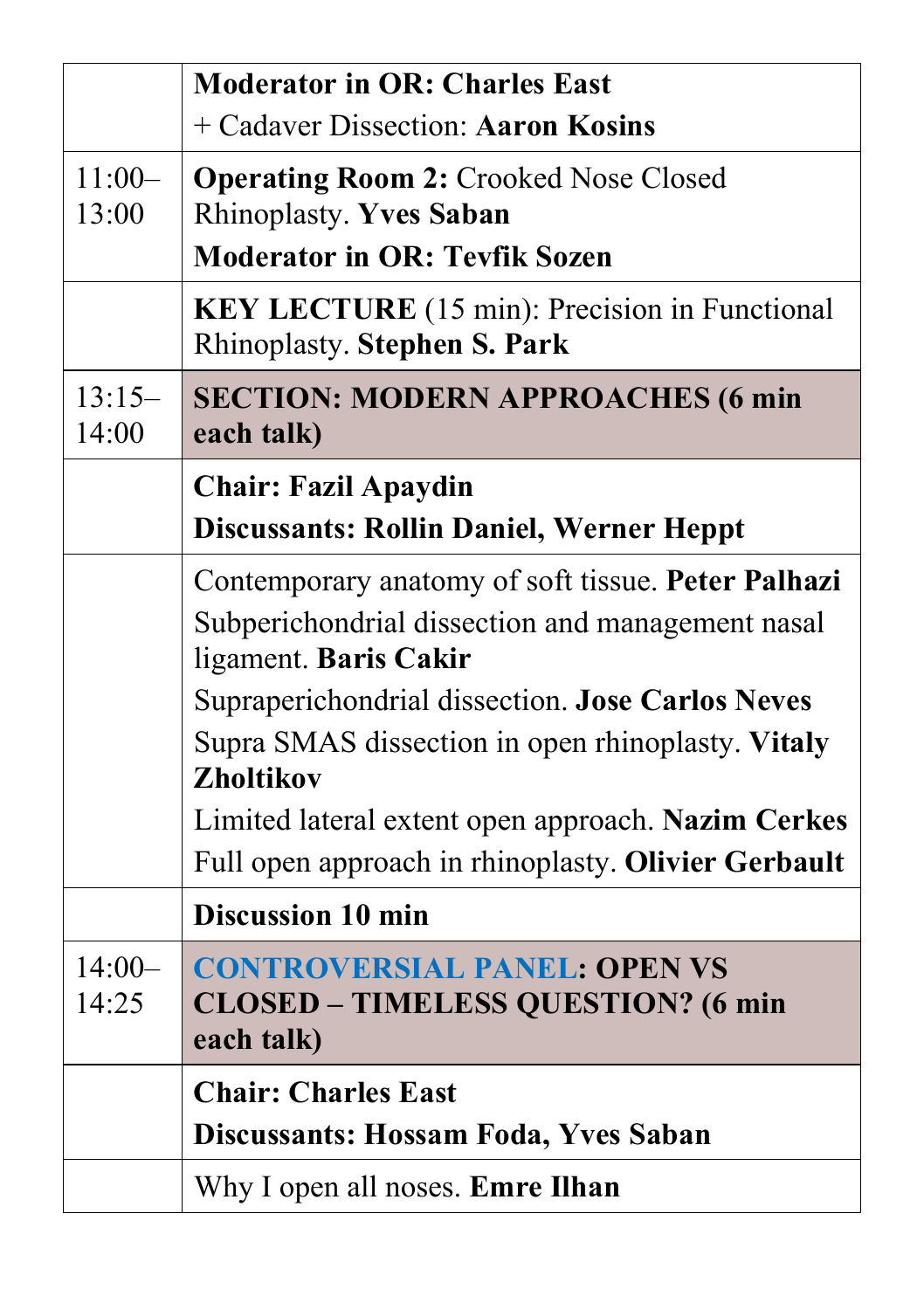| | |
|---|---|
| | **Moderator in OR: Charles East**<br>+ Cadaver Dissection: **Aaron Kosins** |
| 11:00–13:00 | **Operating Room 2:** Crooked Nose Closed Rhinoplasty. **Yves Saban**<br>**Moderator in OR: Tevfik Sozen** |
| | **KEY LECTURE** (15 min): Precision in Functional Rhinoplasty. **Stephen S. Park** |
| 13:15–14:00 | **SECTION: MODERN APPROACHES (6 min each talk)** |
| | **Chair: Fazil Apaydin**<br>**Discussants: Rollin Daniel, Werner Heppt** |
| | Contemporary anatomy of soft tissue. **Peter Palhazi**<br>Subperichondrial dissection and management nasal ligament. **Baris Cakir**<br>Supraperichondrial dissection. **Jose Carlos Neves**<br>Supra SMAS dissection in open rhinoplasty. **Vitaly Zholtikov**<br>Limited lateral extent open approach. **Nazim Cerkes**<br>Full open approach in rhinoplasty. **Olivier Gerbault** |
| | **Discussion 10 min** |
| 14:00–14:25 | **CONTROVERSIAL PANEL: OPEN VS CLOSED – TIMELESS QUESTION? (6 min each talk)** |
| | **Chair: Charles East**<br>**Discussants: Hossam Foda, Yves Saban** |
| | Why I open all noses. **Emre Ilhan** |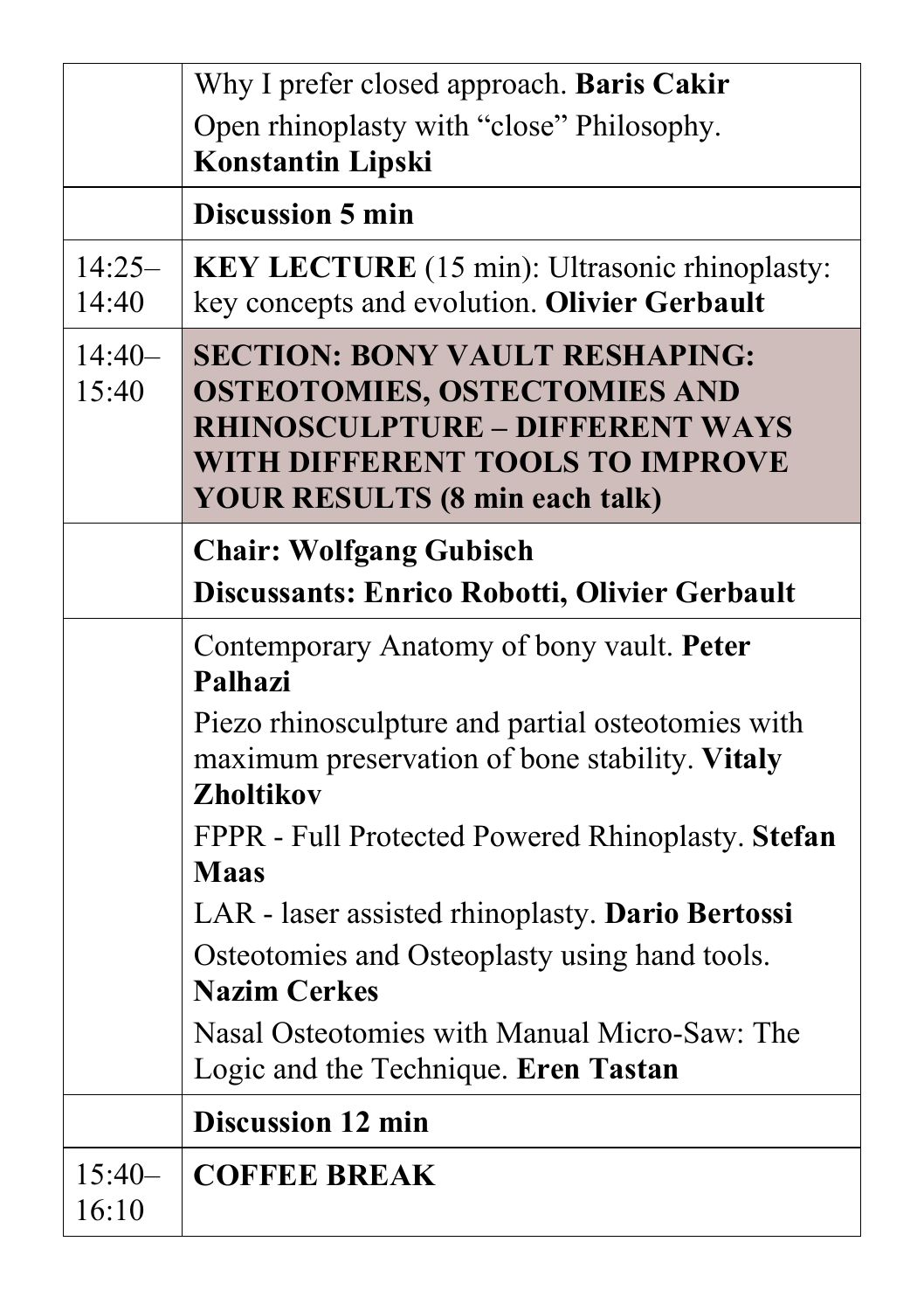| | |
|---|---|
| | Why I prefer closed approach. **Baris Cakir**<br>Open rhinoplasty with “close” Philosophy. **Konstantin Lipski** |
| | **Discussion 5 min** |
| 14:25–14:40 | **KEY LECTURE** (15 min): Ultrasonic rhinoplasty: key concepts and evolution. **Olivier Gerbault** |
| 14:40–15:40 | **SECTION: BONY VAULT RESHAPING: OSTEOTOMIES, OSTECTOMIES AND RHINOSCULPTURE – DIFFERENT WAYS WITH DIFFERENT TOOLS TO IMPROVE YOUR RESULTS (8 min each talk)** |
| | **Chair: Wolfgang Gubisch**<br>**Discussants: Enrico Robotti, Olivier Gerbault** |
| | Contemporary Anatomy of bony vault. **Peter Palhazi**<br>Piezo rhinosculpture and partial osteotomies with maximum preservation of bone stability. **Vitaly Zholtikov**<br>FPPR - Full Protected Powered Rhinoplasty. **Stefan Maas**<br>LAR - laser assisted rhinoplasty. **Dario Bertossi**<br>Osteotomies and Osteoplasty using hand tools. **Nazim Cerkes**<br>Nasal Osteotomies with Manual Micro-Saw: The Logic and the Technique. **Eren Tastan** |
| | **Discussion 12 min** |
| 15:40–16:10 | **COFFEE BREAK** |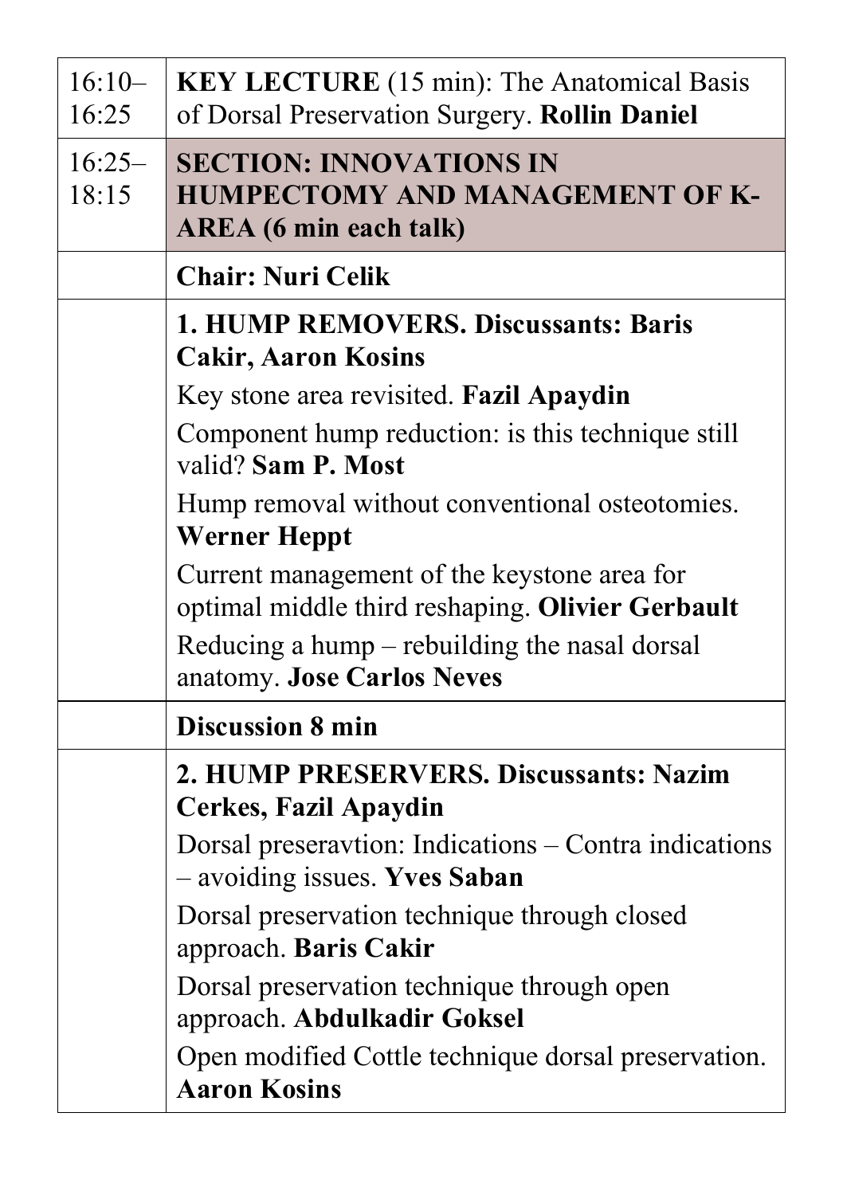| | |
|---|---|
| 16:10–16:25 | **KEY LECTURE** (15 min): The Anatomical Basis of Dorsal Preservation Surgery. **Rollin Daniel** |
| 16:25–18:15 | **SECTION: INNOVATIONS IN HUMPECTOMY AND MANAGEMENT OF K-AREA (6 min each talk)** |
| | **Chair: Nuri Celik** |
| | **1. HUMP REMOVERS. Discussants: Baris Cakir, Aaron Kosins**<br>Key stone area revisited. **Fazil Apaydin**<br>Component hump reduction: is this technique still valid? **Sam P. Most**<br>Hump removal without conventional osteotomies. **Werner Heppt**<br>Current management of the keystone area for optimal middle third reshaping. **Olivier Gerbault**<br>Reducing a hump – rebuilding the nasal dorsal anatomy. **Jose Carlos Neves** |
| | **Discussion 8 min** |
| | **2. HUMP PRESERVERS. Discussants: Nazim Cerkes, Fazil Apaydin**<br>Dorsal preseravtion: Indications – Contra indications – avoiding issues. **Yves Saban**<br>Dorsal preservation technique through closed approach. **Baris Cakir**<br>Dorsal preservation technique through open approach. **Abdulkadir Goksel**<br>Open modified Cottle technique dorsal preservation. **Aaron Kosins** |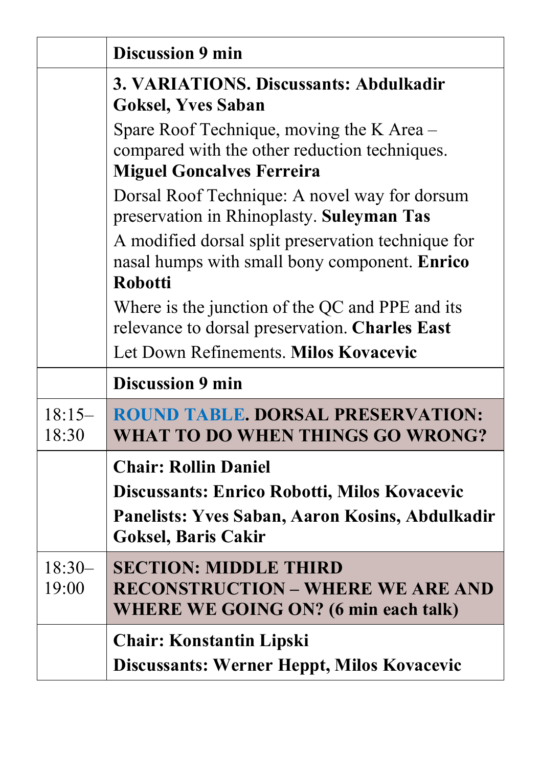|  |  |
|---|---|
|  | **Discussion 9 min** |
|  | **3. VARIATIONS. Discussants: Abdulkadir Goksel, Yves Saban**<br>Spare Roof Technique, moving the K Area – compared with the other reduction techniques. **Miguel Goncalves Ferreira**<br>Dorsal Roof Technique: A novel way for dorsum preservation in Rhinoplasty. **Suleyman Tas**<br>A modified dorsal split preservation technique for nasal humps with small bony component. **Enrico Robotti**<br>Where is the junction of the QC and PPE and its relevance to dorsal preservation. **Charles East**<br>Let Down Refinements. **Milos Kovacevic** |
|  | **Discussion 9 min** |
| 18:15–18:30 | **ROUND TABLE. DORSAL PRESERVATION: WHAT TO DO WHEN THINGS GO WRONG?** |
|  | **Chair: Rollin Daniel**<br>**Discussants: Enrico Robotti, Milos Kovacevic**<br>**Panelists: Yves Saban, Aaron Kosins, Abdulkadir Goksel, Baris Cakir** |
| 18:30–19:00 | **SECTION: MIDDLE THIRD RECONSTRUCTION – WHERE WE ARE AND WHERE WE GOING ON? (6 min each talk)** |
|  | **Chair: Konstantin Lipski**<br>**Discussants: Werner Heppt, Milos Kovacevic** |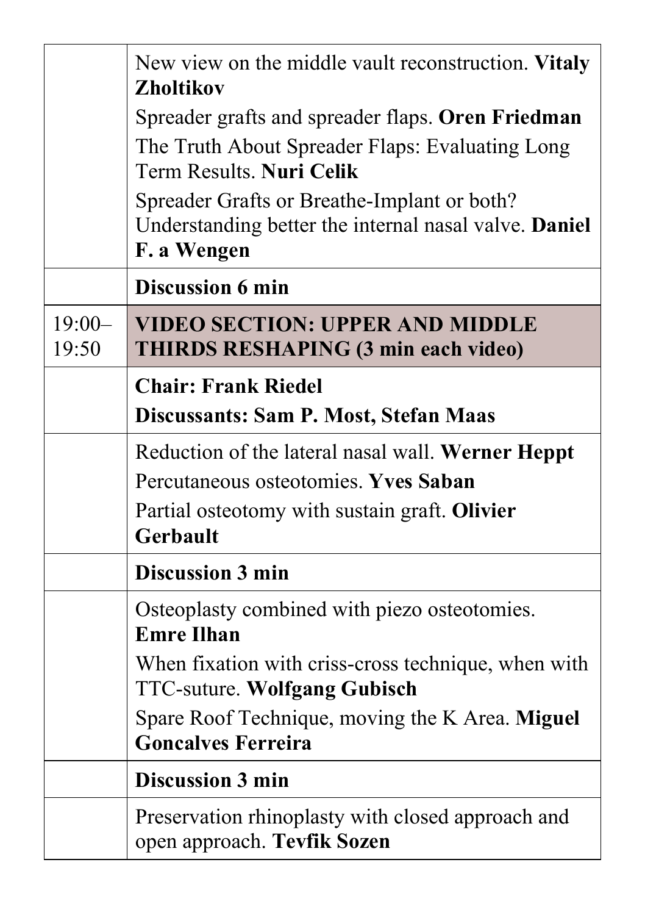| | |
|---|---|
| | New view on the middle vault reconstruction. **Vitaly Zholtikov**<br>Spreader grafts and spreader flaps. **Oren Friedman**<br>The Truth About Spreader Flaps: Evaluating Long Term Results. **Nuri Celik**<br>Spreader Grafts or Breathe-Implant or both? Understanding better the internal nasal valve. **Daniel F. a Wengen** |
| | **Discussion 6 min** |
| 19:00–19:50 | **VIDEO SECTION: UPPER AND MIDDLE THIRDS RESHAPING (3 min each video)** |
| | **Chair: Frank Riedel**<br>**Discussants: Sam P. Most, Stefan Maas** |
| | Reduction of the lateral nasal wall. **Werner Heppt**<br>Percutaneous osteotomies. **Yves Saban**<br>Partial osteotomy with sustain graft. **Olivier Gerbault** |
| | **Discussion 3 min** |
| | Osteoplasty combined with piezo osteotomies. **Emre Ilhan**<br>When fixation with criss-cross technique, when with TTC-suture. **Wolfgang Gubisch**<br>Spare Roof Technique, moving the K Area. **Miguel Goncalves Ferreira** |
| | **Discussion 3 min** |
| | Preservation rhinoplasty with closed approach and open approach. **Tevfik Sozen** |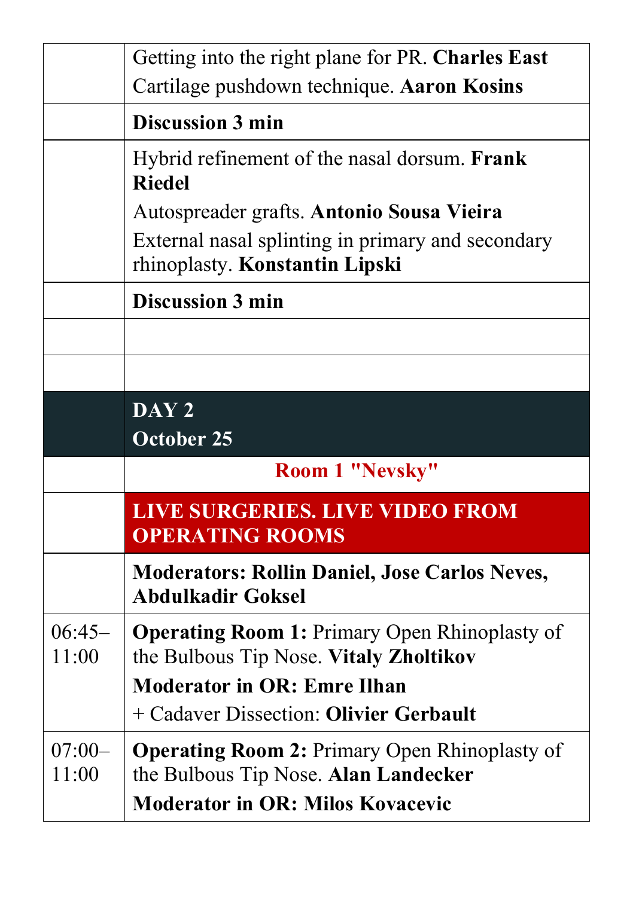| | |
|---|---|
| | Getting into the right plane for PR. **Charles East**<br>Cartilage pushdown technique. **Aaron Kosins** |
| | **Discussion 3 min** |
| | Hybrid refinement of the nasal dorsum. **Frank Riedel**<br>Autospreader grafts. **Antonio Sousa Vieira**<br>External nasal splinting in primary and secondary rhinoplasty. **Konstantin Lipski** |
| | **Discussion 3 min** |
| | |
| | |
| | **DAY 2**<br>**October 25** |
| | **Room 1 "Nevsky"** |
| | **LIVE SURGERIES. LIVE VIDEO FROM OPERATING ROOMS** |
| | **Moderators: Rollin Daniel, Jose Carlos Neves, Abdulkadir Goksel** |
| 06:45–11:00 | **Operating Room 1:** Primary Open Rhinoplasty of the Bulbous Tip Nose. **Vitaly Zholtikov**<br>**Moderator in OR: Emre Ilhan**<br>+ Cadaver Dissection: **Olivier Gerbault** |
| 07:00–11:00 | **Operating Room 2:** Primary Open Rhinoplasty of the Bulbous Tip Nose. **Alan Landecker**<br>**Moderator in OR: Milos Kovacevic** |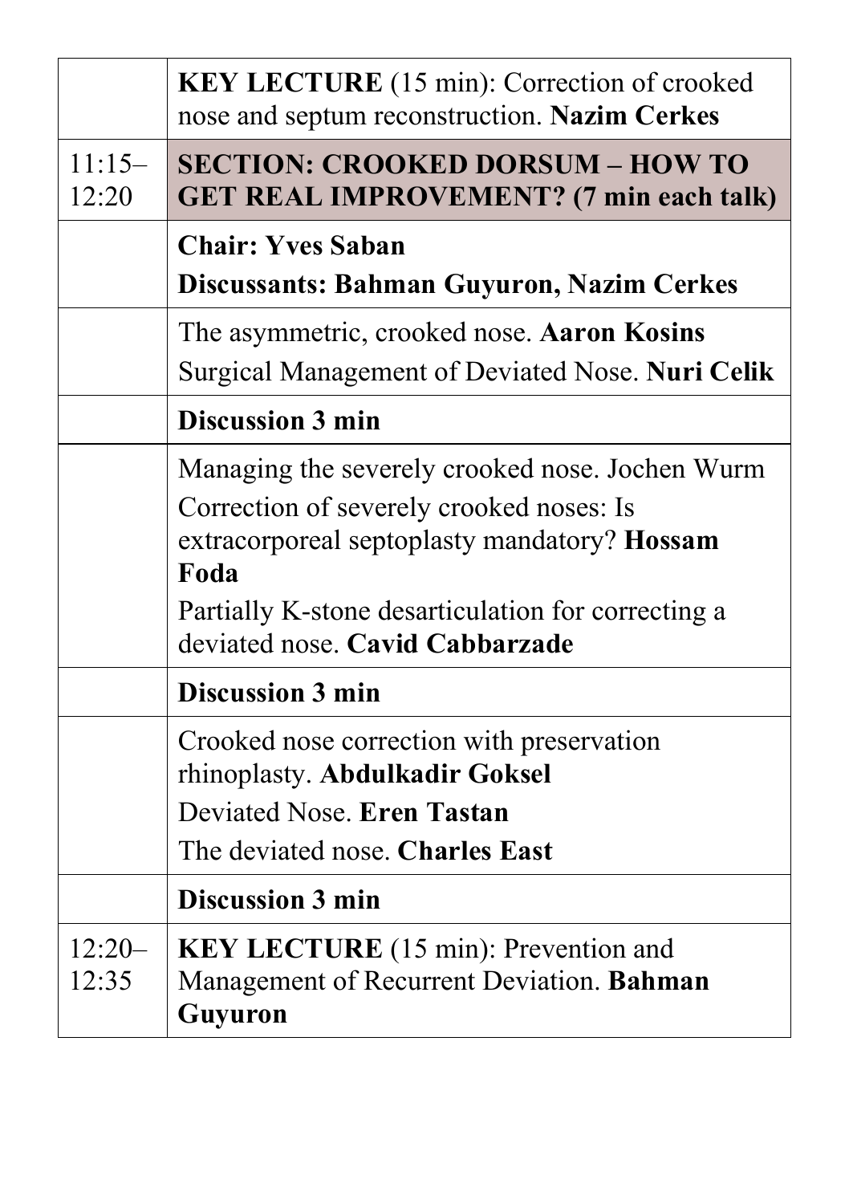| | |
|---|---|
| | **KEY LECTURE** (15 min): Correction of crooked nose and septum reconstruction. **Nazim Cerkes** |
| 11:15–12:20 | **SECTION: CROOKED DORSUM – HOW TO GET REAL IMPROVEMENT? (7 min each talk)** |
| | **Chair: Yves Saban**<br>**Discussants: Bahman Guyuron, Nazim Cerkes** |
| | The asymmetric, crooked nose. **Aaron Kosins**<br>Surgical Management of Deviated Nose. **Nuri Celik** |
| | **Discussion 3 min** |
| | Managing the severely crooked nose. Jochen Wurm<br>Correction of severely crooked noses: Is extracorporeal septoplasty mandatory? **Hossam Foda**<br>Partially K-stone desarticulation for correcting a deviated nose. **Cavid Cabbarzade** |
| | **Discussion 3 min** |
| | Crooked nose correction with preservation rhinoplasty. **Abdulkadir Goksel**<br>Deviated Nose. **Eren Tastan**<br>The deviated nose. **Charles East** |
| | **Discussion 3 min** |
| 12:20–12:35 | **KEY LECTURE** (15 min): Prevention and Management of Recurrent Deviation. **Bahman Guyuron** |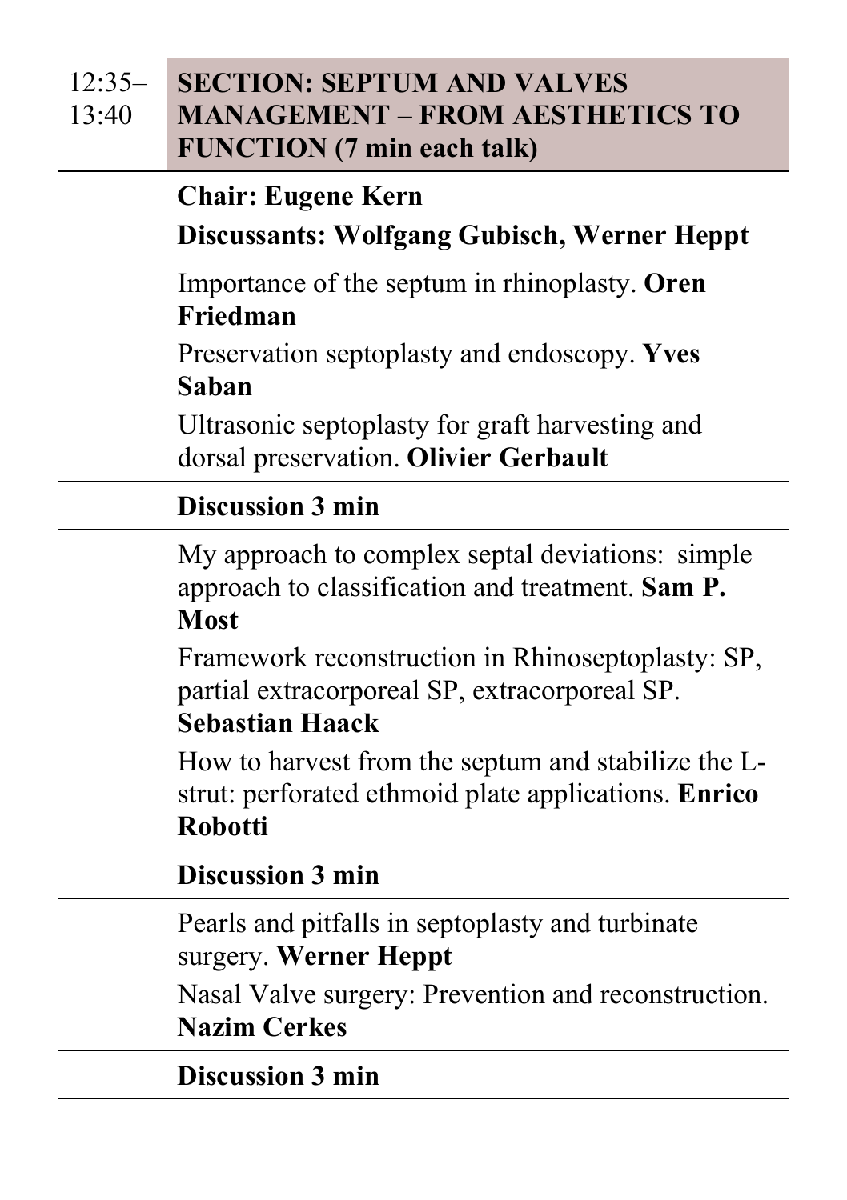| 12:35–13:40 | **SECTION: SEPTUM AND VALVES MANAGEMENT – FROM AESTHETICS TO FUNCTION (7 min each talk)** |
| --- | --- |
| | **Chair: Eugene Kern**<br>**Discussants: Wolfgang Gubisch, Werner Heppt** |
| | Importance of the septum in rhinoplasty. **Oren Friedman**<br>Preservation septoplasty and endoscopy. **Yves Saban**<br>Ultrasonic septoplasty for graft harvesting and dorsal preservation. **Olivier Gerbault** |
| | **Discussion 3 min** |
| | My approach to complex septal deviations: simple approach to classification and treatment. **Sam P. Most**<br>Framework reconstruction in Rhinoseptoplasty: SP, partial extracorporeal SP, extracorporeal SP. **Sebastian Haack**<br>How to harvest from the septum and stabilize the L-strut: perforated ethmoid plate applications. **Enrico Robotti** |
| | **Discussion 3 min** |
| | Pearls and pitfalls in septoplasty and turbinate surgery. **Werner Heppt**<br>Nasal Valve surgery: Prevention and reconstruction. **Nazim Cerkes** |
| | **Discussion 3 min** |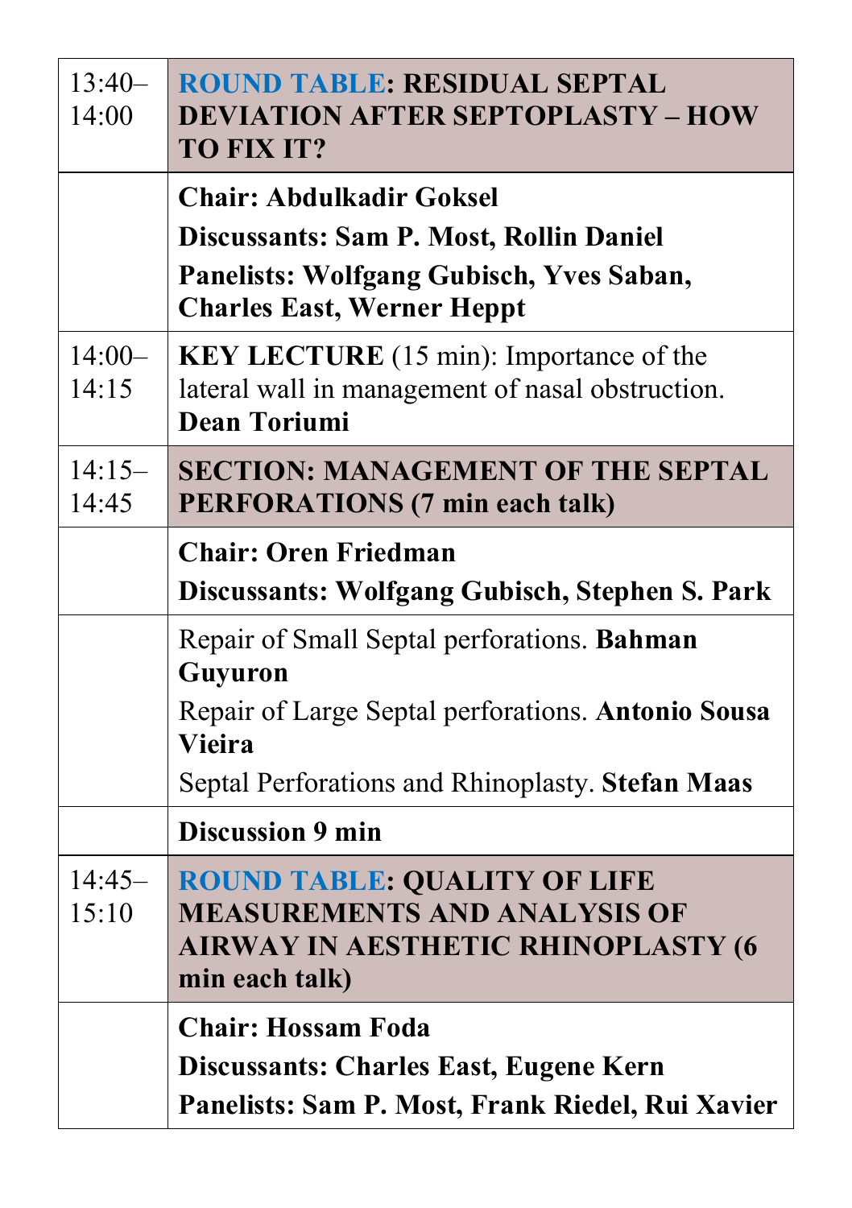| | |
|---|---|
| 13:40–14:00 | **ROUND TABLE: RESIDUAL SEPTAL DEVIATION AFTER SEPTOPLASTY – HOW TO FIX IT?** |
| | **Chair: Abdulkadir Goksel**<br>**Discussants: Sam P. Most, Rollin Daniel**<br>**Panelists: Wolfgang Gubisch, Yves Saban, Charles East, Werner Heppt** |
| 14:00–14:15 | **KEY LECTURE** (15 min): Importance of the lateral wall in management of nasal obstruction. **Dean Toriumi** |
| 14:15–14:45 | **SECTION: MANAGEMENT OF THE SEPTAL PERFORATIONS (7 min each talk)** |
| | **Chair: Oren Friedman**<br>**Discussants: Wolfgang Gubisch, Stephen S. Park** |
| | Repair of Small Septal perforations. **Bahman Guyuron**<br>Repair of Large Septal perforations. **Antonio Sousa Vieira**<br>Septal Perforations and Rhinoplasty. **Stefan Maas** |
| | **Discussion 9 min** |
| 14:45–15:10 | **ROUND TABLE: QUALITY OF LIFE MEASUREMENTS AND ANALYSIS OF AIRWAY IN AESTHETIC RHINOPLASTY (6 min each talk)** |
| | **Chair: Hossam Foda**<br>**Discussants: Charles East, Eugene Kern**<br>**Panelists: Sam P. Most, Frank Riedel, Rui Xavier** |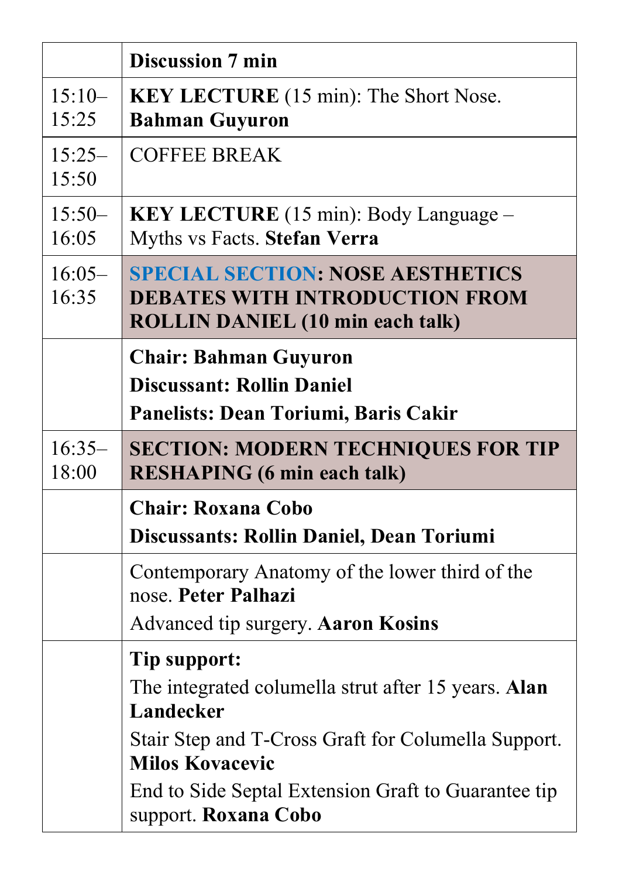| | |
|---|---|
| | **Discussion 7 min** |
| 15:10–15:25 | **KEY LECTURE** (15 min): The Short Nose. **Bahman Guyuron** |
| 15:25–15:50 | COFFEE BREAK |
| 15:50–16:05 | **KEY LECTURE** (15 min): Body Language – Myths vs Facts. **Stefan Verra** |
| 16:05–16:35 | **SPECIAL SECTION: NOSE AESTHETICS DEBATES WITH INTRODUCTION FROM ROLLIN DANIEL (10 min each talk)** |
| | **Chair: Bahman Guyuron**<br>**Discussant: Rollin Daniel**<br>**Panelists: Dean Toriumi, Baris Cakir** |
| 16:35–18:00 | **SECTION: MODERN TECHNIQUES FOR TIP RESHAPING (6 min each talk)** |
| | **Chair: Roxana Cobo**<br>**Discussants: Rollin Daniel, Dean Toriumi** |
| | Contemporary Anatomy of the lower third of the nose. **Peter Palhazi**<br>Advanced tip surgery. **Aaron Kosins** |
| | **Tip support:**<br>The integrated columella strut after 15 years. **Alan Landecker**<br>Stair Step and T-Cross Graft for Columella Support. **Milos Kovacevic**<br>End to Side Septal Extension Graft to Guarantee tip support. **Roxana Cobo** |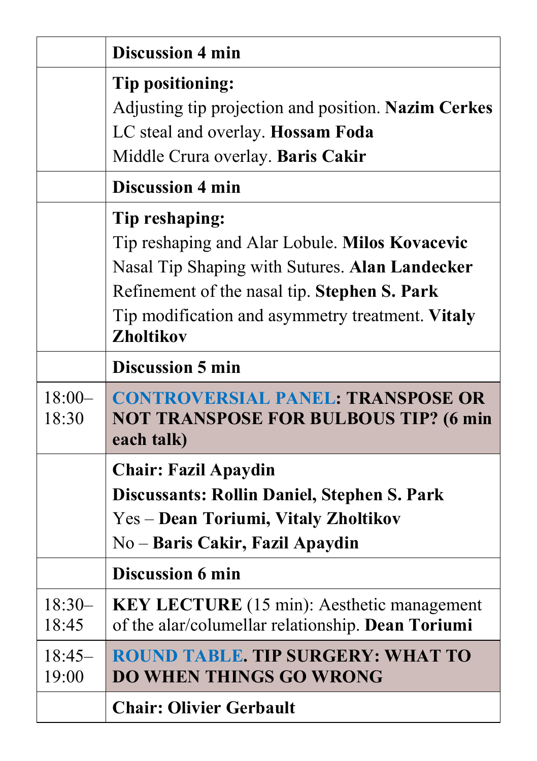| | |
|---|---|
| | **Discussion 4 min** |
| | **Tip positioning:**<br>Adjusting tip projection and position. **Nazim Cerkes**<br>LC steal and overlay. **Hossam Foda**<br>Middle Crura overlay. **Baris Cakir** |
| | **Discussion 4 min** |
| | **Tip reshaping:**<br>Tip reshaping and Alar Lobule. **Milos Kovacevic**<br>Nasal Tip Shaping with Sutures. **Alan Landecker**<br>Refinement of the nasal tip. **Stephen S. Park**<br>Tip modification and asymmetry treatment. **Vitaly Zholtikov** |
| | **Discussion 5 min** |
| 18:00–18:30 | **CONTROVERSIAL PANEL: TRANSPOSE OR NOT TRANSPOSE FOR BULBOUS TIP? (6 min each talk)** |
| | **Chair: Fazil Apaydin**<br>**Discussants: Rollin Daniel, Stephen S. Park**<br>Yes – **Dean Toriumi, Vitaly Zholtikov**<br>No – **Baris Cakir, Fazil Apaydin** |
| | **Discussion 6 min** |
| 18:30–18:45 | **KEY LECTURE** (15 min): Aesthetic management of the alar/columellar relationship. **Dean Toriumi** |
| 18:45–19:00 | **ROUND TABLE. TIP SURGERY: WHAT TO DO WHEN THINGS GO WRONG** |
| | **Chair: Olivier Gerbault** |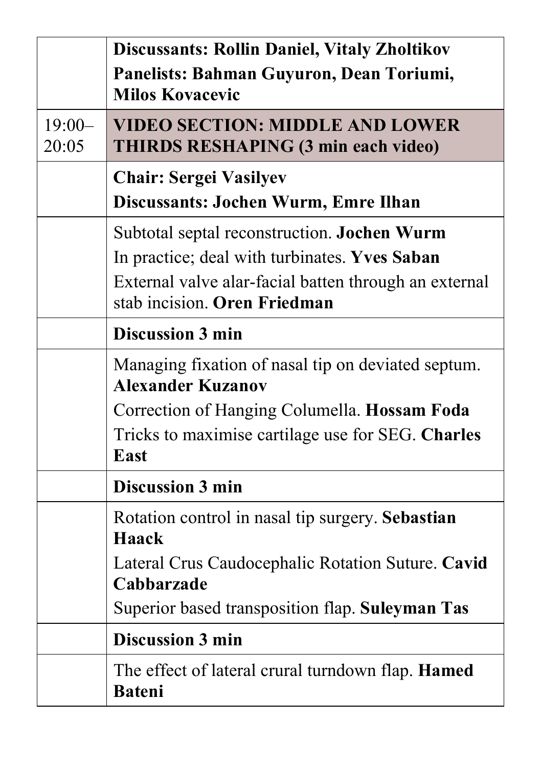| | |
|---|---|
| | **Discussants: Rollin Daniel, Vitaly Zholtikov**<br>**Panelists: Bahman Guyuron, Dean Toriumi, Milos Kovacevic** |
| 19:00–20:05 | **VIDEO SECTION: MIDDLE AND LOWER THIRDS RESHAPING (3 min each video)** |
| | **Chair: Sergei Vasilyev**<br>**Discussants: Jochen Wurm, Emre Ilhan** |
| | Subtotal septal reconstruction. **Jochen Wurm**<br>In practice; deal with turbinates. **Yves Saban**<br>External valve alar-facial batten through an external stab incision. **Oren Friedman** |
| | **Discussion 3 min** |
| | Managing fixation of nasal tip on deviated septum. **Alexander Kuzanov**<br>Correction of Hanging Columella. **Hossam Foda**<br>Tricks to maximise cartilage use for SEG. **Charles East** |
| | **Discussion 3 min** |
| | Rotation control in nasal tip surgery. **Sebastian Haack**<br>Lateral Crus Caudocephalic Rotation Suture. **Cavid Cabbarzade**<br>Superior based transposition flap. **Suleyman Tas** |
| | **Discussion 3 min** |
| | The effect of lateral crural turndown flap. **Hamed Bateni** |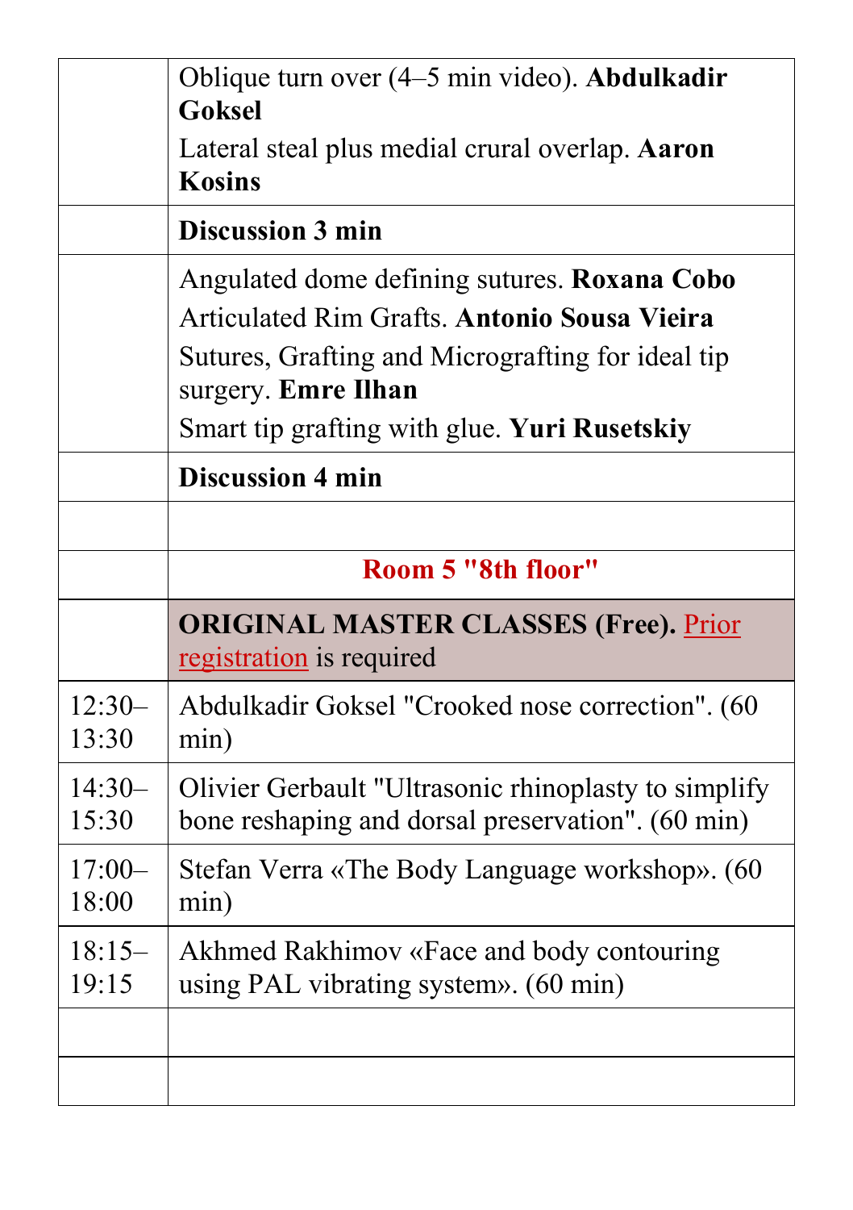| | |
|---|---|
| | Oblique turn over (4–5 min video). **Abdulkadir Goksel**<br>Lateral steal plus medial crural overlap. **Aaron Kosins** |
| | **Discussion 3 min** |
| | Angulated dome defining sutures. **Roxana Cobo**<br>Articulated Rim Grafts. **Antonio Sousa Vieira**<br>Sutures, Grafting and Micrografting for ideal tip surgery. **Emre Ilhan**<br>Smart tip grafting with glue. **Yuri Rusetskiy** |
| | **Discussion 4 min** |
| | |
| | **Room 5 "8th floor"** |
| | **ORIGINAL MASTER CLASSES (Free).** Prior registration is required |
| 12:30–13:30 | Abdulkadir Goksel "Crooked nose correction". (60 min) |
| 14:30–15:30 | Olivier Gerbault "Ultrasonic rhinoplasty to simplify bone reshaping and dorsal preservation". (60 min) |
| 17:00–18:00 | Stefan Verra «The Body Language workshop». (60 min) |
| 18:15–19:15 | Akhmed Rakhimov «Face and body contouring using PAL vibrating system». (60 min) |
| | |
| | |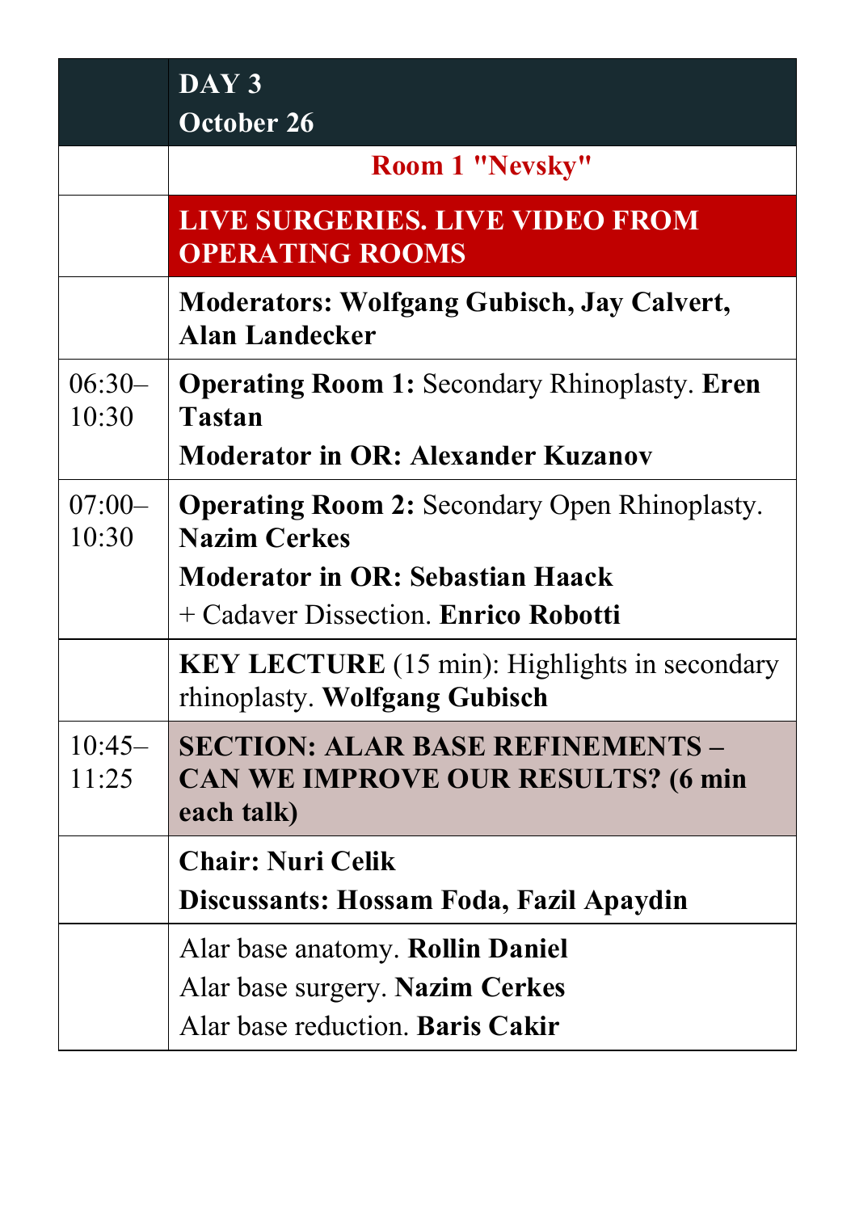| | **DAY 3**<br>**October 26** |
|---|---|
| | **Room 1 "Nevsky"** |
| | **LIVE SURGERIES. LIVE VIDEO FROM OPERATING ROOMS** |
| | **Moderators: Wolfgang Gubisch, Jay Calvert, Alan Landecker** |
| 06:30–10:30 | **Operating Room 1:** Secondary Rhinoplasty. **Eren Tastan**<br>**Moderator in OR: Alexander Kuzanov** |
| 07:00–10:30 | **Operating Room 2:** Secondary Open Rhinoplasty. **Nazim Cerkes**<br>**Moderator in OR: Sebastian Haack**<br>+ Cadaver Dissection. **Enrico Robotti** |
| | **KEY LECTURE** (15 min): Highlights in secondary rhinoplasty. **Wolfgang Gubisch** |
| 10:45–11:25 | **SECTION: ALAR BASE REFINEMENTS – CAN WE IMPROVE OUR RESULTS? (6 min each talk)** |
| | **Chair: Nuri Celik**<br>**Discussants: Hossam Foda, Fazil Apaydin** |
| | Alar base anatomy. **Rollin Daniel**<br>Alar base surgery. **Nazim Cerkes**<br>Alar base reduction. **Baris Cakir** |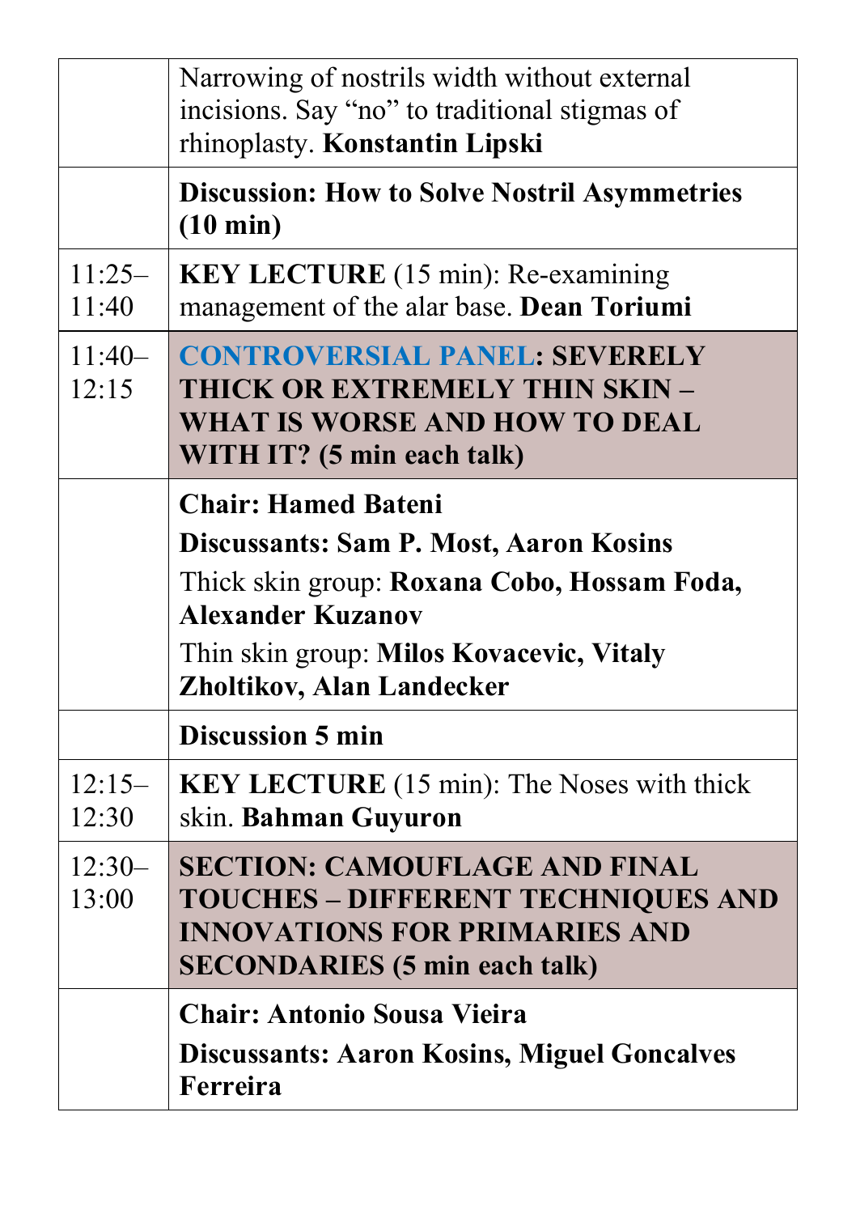| | |
|---|---|
| | Narrowing of nostrils width without external incisions. Say “no” to traditional stigmas of rhinoplasty. **Konstantin Lipski** |
| | **Discussion: How to Solve Nostril Asymmetries (10 min)** |
| 11:25–11:40 | **KEY LECTURE** (15 min): Re-examining management of the alar base. **Dean Toriumi** |
| 11:40–12:15 | **CONTROVERSIAL PANEL: SEVERELY THICK OR EXTREMELY THIN SKIN – WHAT IS WORSE AND HOW TO DEAL WITH IT? (5 min each talk)** |
| | **Chair: Hamed Bateni**<br>**Discussants: Sam P. Most, Aaron Kosins**<br>Thick skin group: **Roxana Cobo, Hossam Foda, Alexander Kuzanov**<br>Thin skin group: **Milos Kovacevic, Vitaly Zholtikov, Alan Landecker** |
| | **Discussion 5 min** |
| 12:15–12:30 | **KEY LECTURE** (15 min): The Noses with thick skin. **Bahman Guyuron** |
| 12:30–13:00 | **SECTION: CAMOUFLAGE AND FINAL TOUCHES – DIFFERENT TECHNIQUES AND INNOVATIONS FOR PRIMARIES AND SECONDARIES (5 min each talk)** |
| | **Chair: Antonio Sousa Vieira**<br>**Discussants: Aaron Kosins, Miguel Goncalves Ferreira** |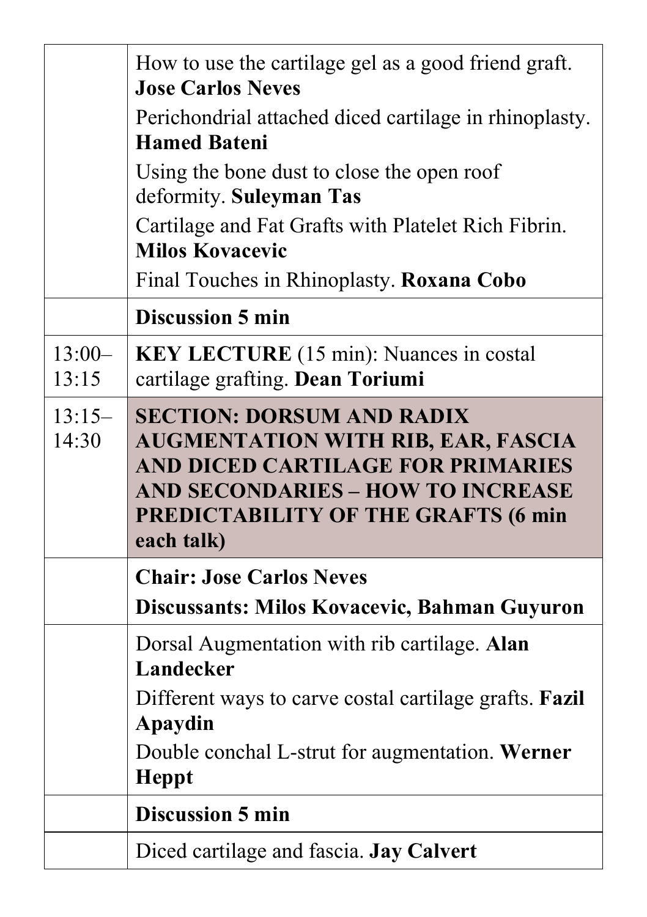| | |
|---|---|
| | How to use the cartilage gel as a good friend graft. **Jose Carlos Neves**<br>Perichondrial attached diced cartilage in rhinoplasty. **Hamed Bateni**<br>Using the bone dust to close the open roof deformity. **Suleyman Tas**<br>Cartilage and Fat Grafts with Platelet Rich Fibrin. **Milos Kovacevic**<br>Final Touches in Rhinoplasty. **Roxana Cobo** |
| | **Discussion 5 min** |
| 13:00–13:15 | **KEY LECTURE** (15 min): Nuances in costal cartilage grafting. **Dean Toriumi** |
| 13:15–14:30 | **SECTION: DORSUM AND RADIX AUGMENTATION WITH RIB, EAR, FASCIA AND DICED CARTILAGE FOR PRIMARIES AND SECONDARIES – HOW TO INCREASE PREDICTABILITY OF THE GRAFTS (6 min each talk)** |
| | **Chair: Jose Carlos Neves**<br>**Discussants: Milos Kovacevic, Bahman Guyuron** |
| | Dorsal Augmentation with rib cartilage. **Alan Landecker**<br>Different ways to carve costal cartilage grafts. **Fazil Apaydin**<br>Double conchal L-strut for augmentation. **Werner Heppt** |
| | **Discussion 5 min** |
| | Diced cartilage and fascia. **Jay Calvert** |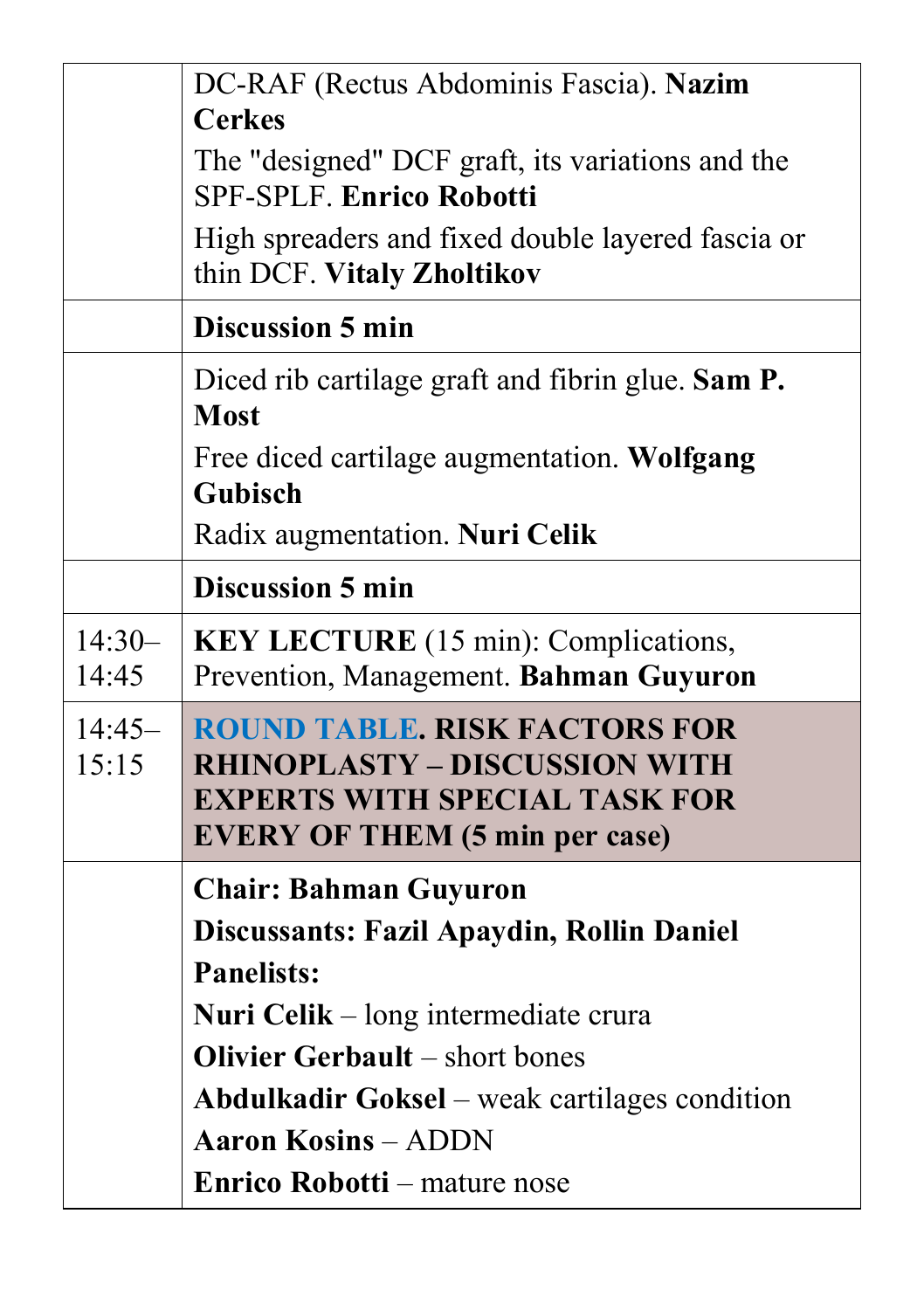| | |
|---|---|
| | DC-RAF (Rectus Abdominis Fascia). **Nazim Cerkes**<br>The "designed" DCF graft, its variations and the SPF-SPLF. **Enrico Robotti**<br>High spreaders and fixed double layered fascia or thin DCF. **Vitaly Zholtikov** |
| | **Discussion 5 min** |
| | Diced rib cartilage graft and fibrin glue. **Sam P. Most**<br>Free diced cartilage augmentation. **Wolfgang Gubisch**<br>Radix augmentation. **Nuri Celik** |
| | **Discussion 5 min** |
| 14:30–14:45 | **KEY LECTURE** (15 min): Complications, Prevention, Management. **Bahman Guyuron** |
| 14:45–15:15 | **ROUND TABLE. RISK FACTORS FOR RHINOPLASTY – DISCUSSION WITH EXPERTS WITH SPECIAL TASK FOR EVERY OF THEM (5 min per case)** |
| | **Chair: Bahman Guyuron**<br>**Discussants: Fazil Apaydin, Rollin Daniel**<br>**Panelists:**<br>**Nuri Celik** – long intermediate crura<br>**Olivier Gerbault** – short bones<br>**Abdulkadir Goksel** – weak cartilages condition<br>**Aaron Kosins** – ADDN<br>**Enrico Robotti** – mature nose |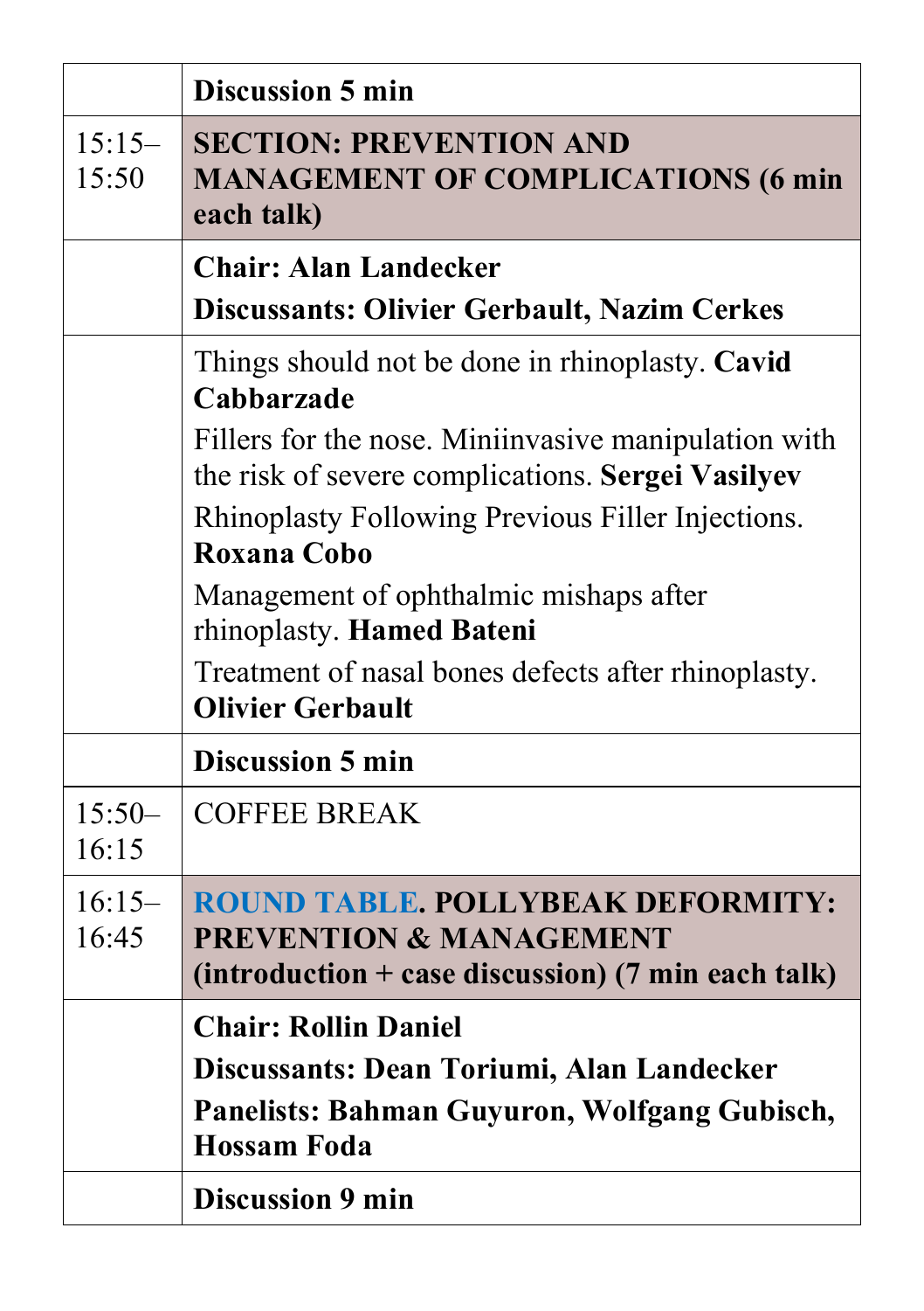|  |  |
|---|---|
|  | **Discussion 5 min** |
| 15:15–15:50 | **SECTION: PREVENTION AND MANAGEMENT OF COMPLICATIONS (6 min each talk)** |
|  | **Chair: Alan Landecker**<br>**Discussants: Olivier Gerbault, Nazim Cerkes** |
|  | Things should not be done in rhinoplasty. **Cavid Cabbarzade**<br>Fillers for the nose. Miniinvasive manipulation with the risk of severe complications. **Sergei Vasilyev**<br>Rhinoplasty Following Previous Filler Injections. **Roxana Cobo**<br>Management of ophthalmic mishaps after rhinoplasty. **Hamed Bateni**<br>Treatment of nasal bones defects after rhinoplasty. **Olivier Gerbault** |
|  | **Discussion 5 min** |
| 15:50–16:15 | COFFEE BREAK |
| 16:15–16:45 | **ROUND TABLE. POLLYBEAK DEFORMITY: PREVENTION & MANAGEMENT (introduction + case discussion) (7 min each talk)** |
|  | **Chair: Rollin Daniel**<br>**Discussants: Dean Toriumi, Alan Landecker**<br>**Panelists: Bahman Guyuron, Wolfgang Gubisch, Hossam Foda** |
|  | **Discussion 9 min** |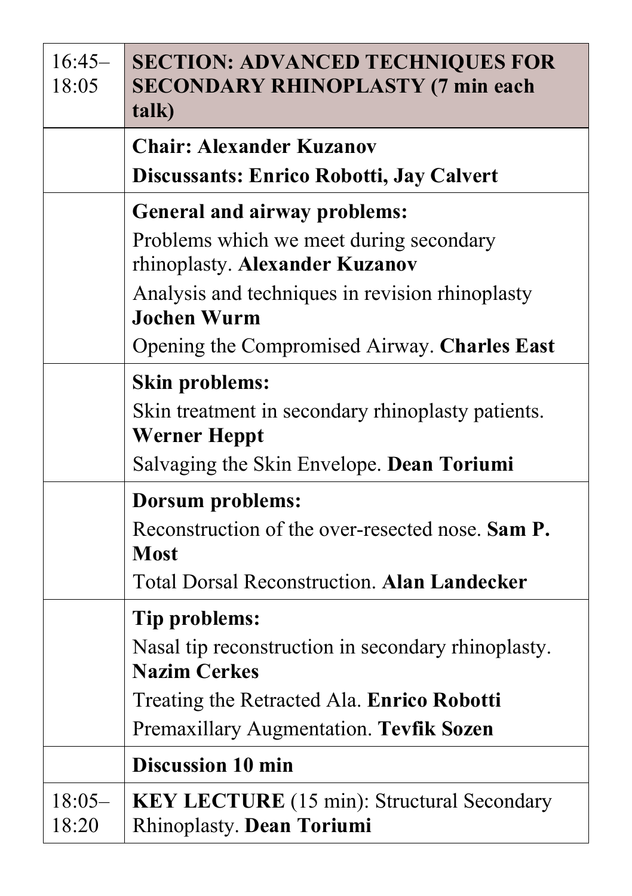| | |
|---|---|
| 16:45–18:05 | **SECTION: ADVANCED TECHNIQUES FOR SECONDARY RHINOPLASTY (7 min each talk)** |
| | **Chair: Alexander Kuzanov**<br>**Discussants: Enrico Robotti, Jay Calvert** |
| | **General and airway problems:**<br>Problems which we meet during secondary rhinoplasty. **Alexander Kuzanov**<br>Analysis and techniques in revision rhinoplasty **Jochen Wurm**<br>Opening the Compromised Airway. **Charles East** |
| | **Skin problems:**<br>Skin treatment in secondary rhinoplasty patients. **Werner Heppt**<br>Salvaging the Skin Envelope. **Dean Toriumi** |
| | **Dorsum problems:**<br>Reconstruction of the over-resected nose. **Sam P. Most**<br>Total Dorsal Reconstruction. **Alan Landecker** |
| | **Tip problems:**<br>Nasal tip reconstruction in secondary rhinoplasty. **Nazim Cerkes**<br>Treating the Retracted Ala. **Enrico Robotti**<br>Premaxillary Augmentation. **Tevfik Sozen** |
| | **Discussion 10 min** |
| 18:05–18:20 | **KEY LECTURE** (15 min): Structural Secondary Rhinoplasty. **Dean Toriumi** |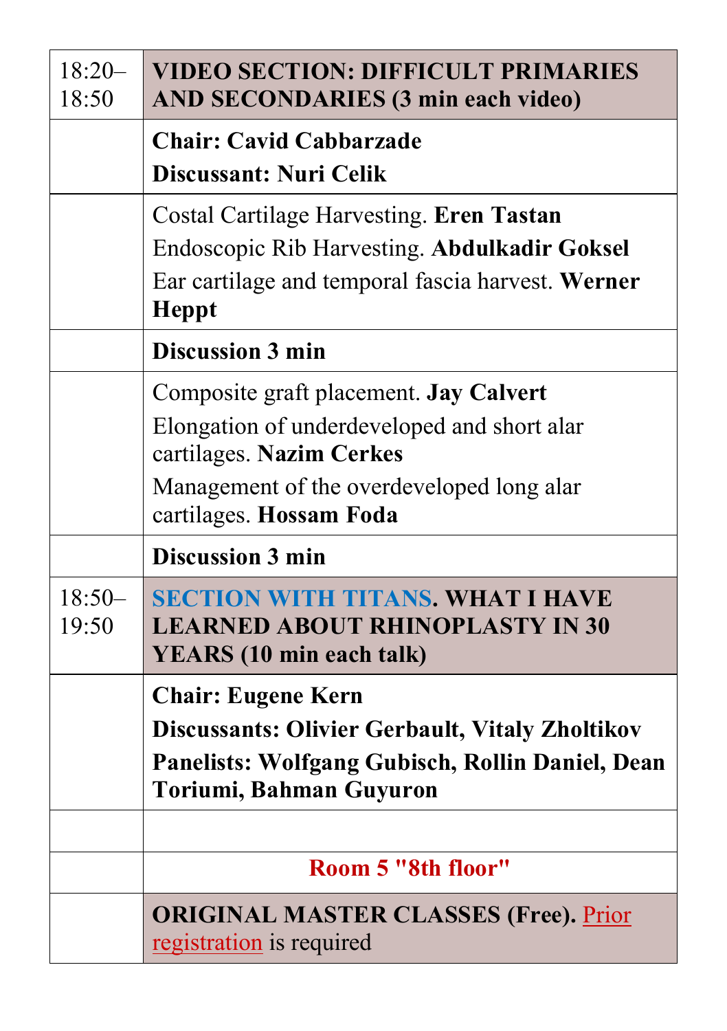| | |
|---|---|
| 18:20–18:50 | **VIDEO SECTION: DIFFICULT PRIMARIES AND SECONDARIES (3 min each video)** |
| | **Chair: Cavid Cabbarzade**<br>**Discussant: Nuri Celik** |
| | Costal Cartilage Harvesting. **Eren Tastan**<br>Endoscopic Rib Harvesting. **Abdulkadir Goksel**<br>Ear cartilage and temporal fascia harvest. **Werner Heppt** |
| | **Discussion 3 min** |
| | Composite graft placement. **Jay Calvert**<br>Elongation of underdeveloped and short alar cartilages. **Nazim Cerkes**<br>Management of the overdeveloped long alar cartilages. **Hossam Foda** |
| | **Discussion 3 min** |
| 18:50–19:50 | **SECTION WITH TITANS. WHAT I HAVE LEARNED ABOUT RHINOPLASTY IN 30 YEARS (10 min each talk)** |
| | **Chair: Eugene Kern**<br>**Discussants: Olivier Gerbault, Vitaly Zholtikov**<br>**Panelists: Wolfgang Gubisch, Rollin Daniel, Dean Toriumi, Bahman Guyuron** |
| | |
| | **Room 5 "8th floor"** |
| | **ORIGINAL MASTER CLASSES (Free).** Prior registration is required |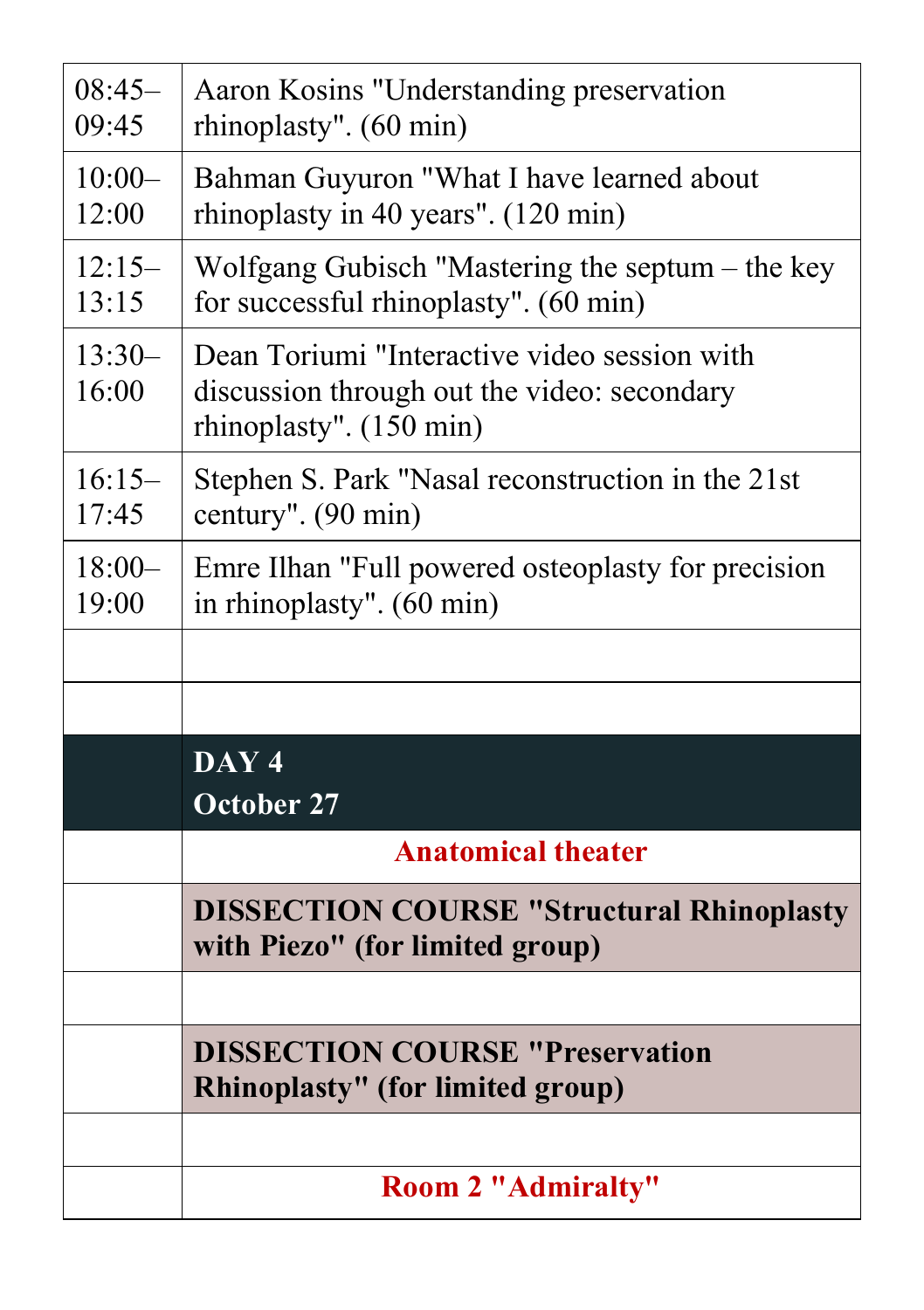| | |
|---|---|
| 08:45–09:45 | Aaron Kosins "Understanding preservation rhinoplasty". (60 min) |
| 10:00–12:00 | Bahman Guyuron "What I have learned about rhinoplasty in 40 years". (120 min) |
| 12:15–13:15 | Wolfgang Gubisch "Mastering the septum – the key for successful rhinoplasty". (60 min) |
| 13:30–16:00 | Dean Toriumi "Interactive video session with discussion through out the video: secondary rhinoplasty". (150 min) |
| 16:15–17:45 | Stephen S. Park "Nasal reconstruction in the 21st century". (90 min) |
| 18:00–19:00 | Emre Ilhan "Full powered osteoplasty for precision in rhinoplasty". (60 min) |
| | |
| | |
| | **DAY 4**<br>**October 27** |
| | **Anatomical theater** |
| | **DISSECTION COURSE "Structural Rhinoplasty with Piezo" (for limited group)** |
| | |
| | **DISSECTION COURSE "Preservation Rhinoplasty" (for limited group)** |
| | |
| | **Room 2 "Admiralty"** |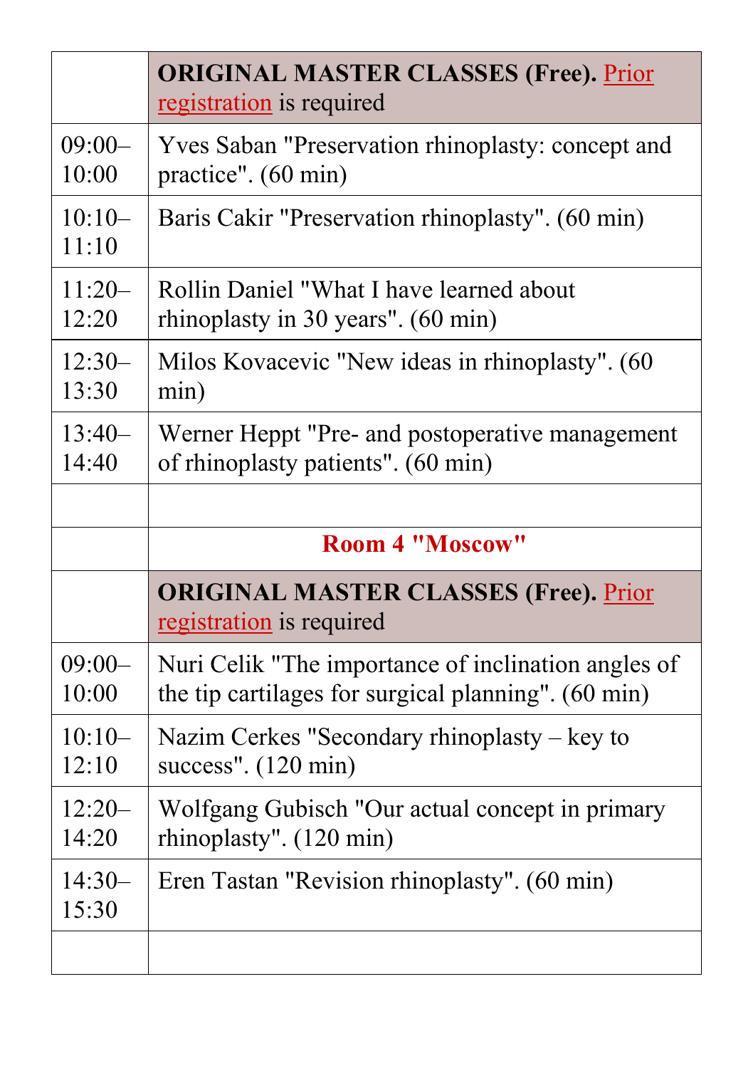| | **ORIGINAL MASTER CLASSES (Free).** Prior registration is required |
|---|---|
| 09:00–10:00 | Yves Saban "Preservation rhinoplasty: concept and practice". (60 min) |
| 10:10–11:10 | Baris Cakir "Preservation rhinoplasty". (60 min) |
| 11:20–12:20 | Rollin Daniel "What I have learned about rhinoplasty in 30 years". (60 min) |
| 12:30–13:30 | Milos Kovacevic "New ideas in rhinoplasty". (60 min) |
| 13:40–14:40 | Werner Heppt "Pre- and postoperative management of rhinoplasty patients". (60 min) |
| | |
| | **Room 4 "Moscow"** |
| | **ORIGINAL MASTER CLASSES (Free).** Prior registration is required |
| 09:00–10:00 | Nuri Celik "The importance of inclination angles of the tip cartilages for surgical planning". (60 min) |
| 10:10–12:10 | Nazim Cerkes "Secondary rhinoplasty – key to success". (120 min) |
| 12:20–14:20 | Wolfgang Gubisch "Our actual concept in primary rhinoplasty". (120 min) |
| 14:30–15:30 | Eren Tastan "Revision rhinoplasty". (60 min) |
| | |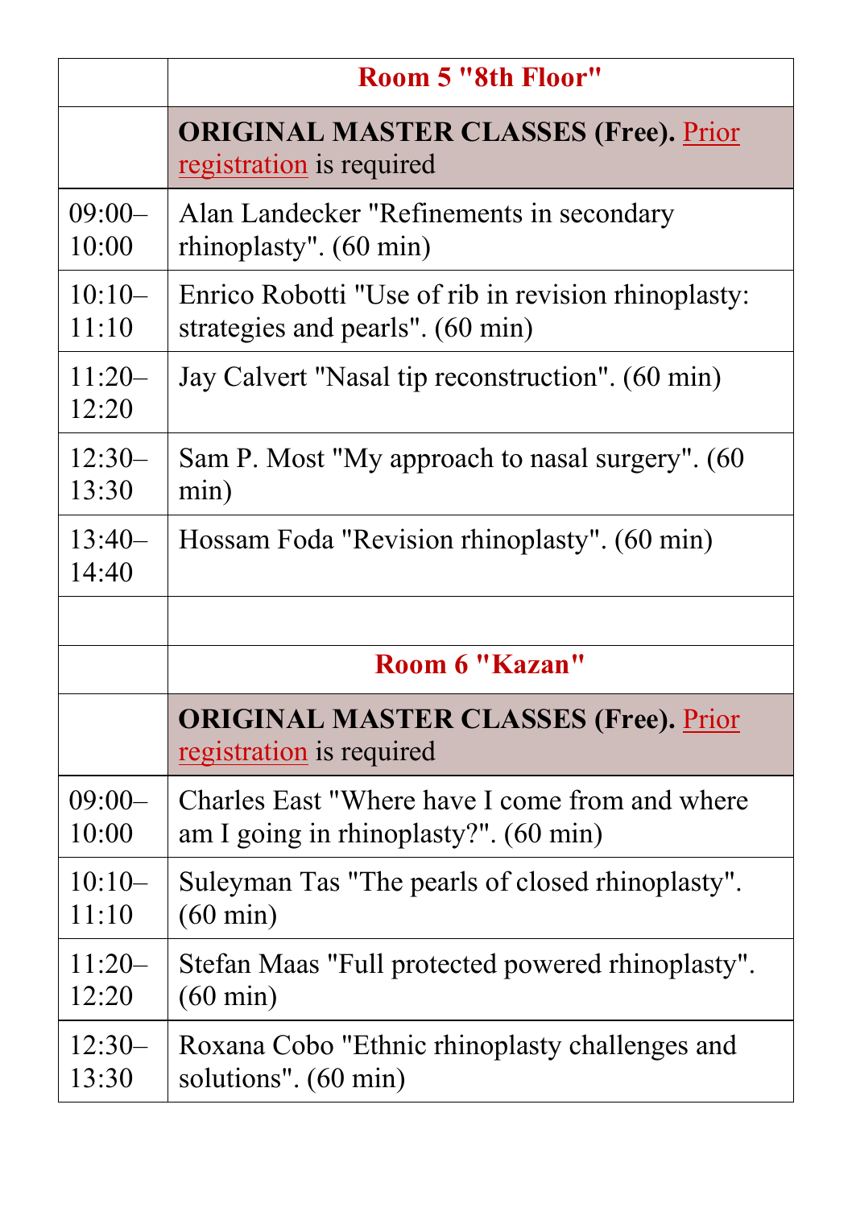| | Room 5 "8th Floor" |
|---|---|
| | **ORIGINAL MASTER CLASSES (Free).** Prior registration is required |
| 09:00–10:00 | Alan Landecker "Refinements in secondary rhinoplasty". (60 min) |
| 10:10–11:10 | Enrico Robotti "Use of rib in revision rhinoplasty: strategies and pearls". (60 min) |
| 11:20–12:20 | Jay Calvert "Nasal tip reconstruction". (60 min) |
| 12:30–13:30 | Sam P. Most "My approach to nasal surgery". (60 min) |
| 13:40–14:40 | Hossam Foda "Revision rhinoplasty". (60 min) |
| | |
| | Room 6 "Kazan" |
| | **ORIGINAL MASTER CLASSES (Free).** Prior registration is required |
| 09:00–10:00 | Charles East "Where have I come from and where am I going in rhinoplasty?". (60 min) |
| 10:10–11:10 | Suleyman Tas "The pearls of closed rhinoplasty". (60 min) |
| 11:20–12:20 | Stefan Maas "Full protected powered rhinoplasty". (60 min) |
| 12:30–13:30 | Roxana Cobo "Ethnic rhinoplasty challenges and solutions". (60 min) |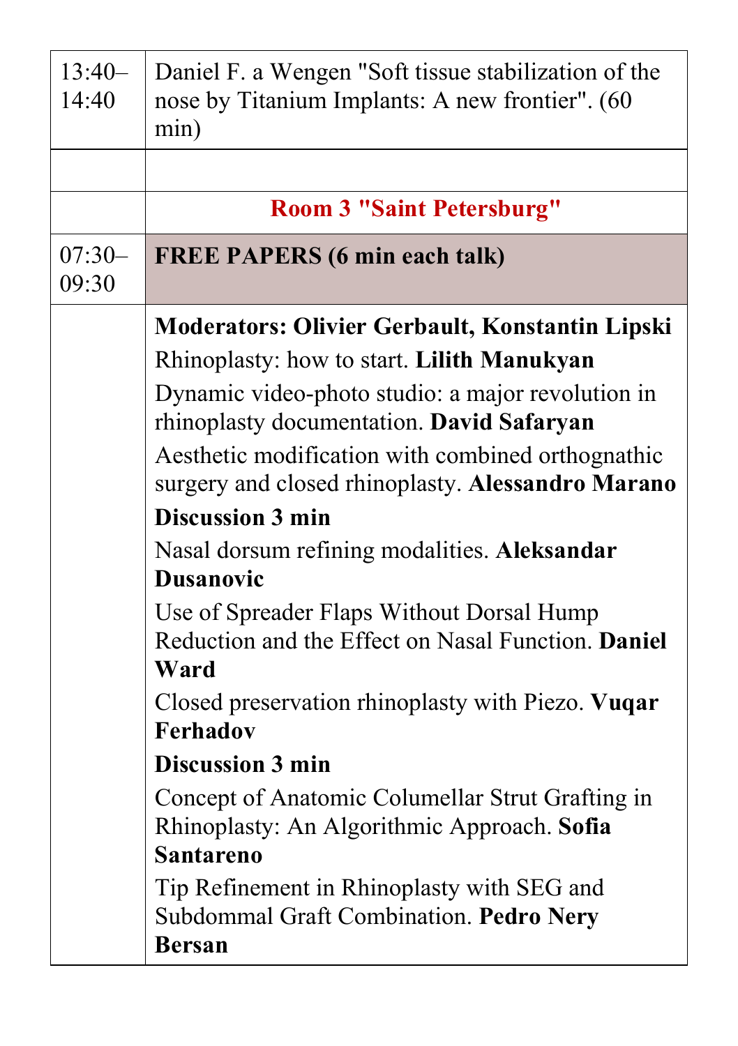| | |
|---|---|
| 13:40–14:40 | Daniel F. a Wengen "Soft tissue stabilization of the nose by Titanium Implants: A new frontier". (60 min) |
| | |
| | **Room 3 "Saint Petersburg"** |
| 07:30–09:30 | **FREE PAPERS (6 min each talk)** |
| | **Moderators: Olivier Gerbault, Konstantin Lipski**<br>Rhinoplasty: how to start. **Lilith Manukyan**<br>Dynamic video-photo studio: a major revolution in rhinoplasty documentation. **David Safaryan**<br>Aesthetic modification with combined orthognathic surgery and closed rhinoplasty. **Alessandro Marano**<br>**Discussion 3 min**<br>Nasal dorsum refining modalities. **Aleksandar Dusanovic**<br>Use of Spreader Flaps Without Dorsal Hump Reduction and the Effect on Nasal Function. **Daniel Ward**<br>Closed preservation rhinoplasty with Piezo. **Vuqar Ferhadov**<br>**Discussion 3 min**<br>Concept of Anatomic Columellar Strut Grafting in Rhinoplasty: An Algorithmic Approach. **Sofia Santareno**<br>Tip Refinement in Rhinoplasty with SEG and Subdommal Graft Combination. **Pedro Nery Bersan** |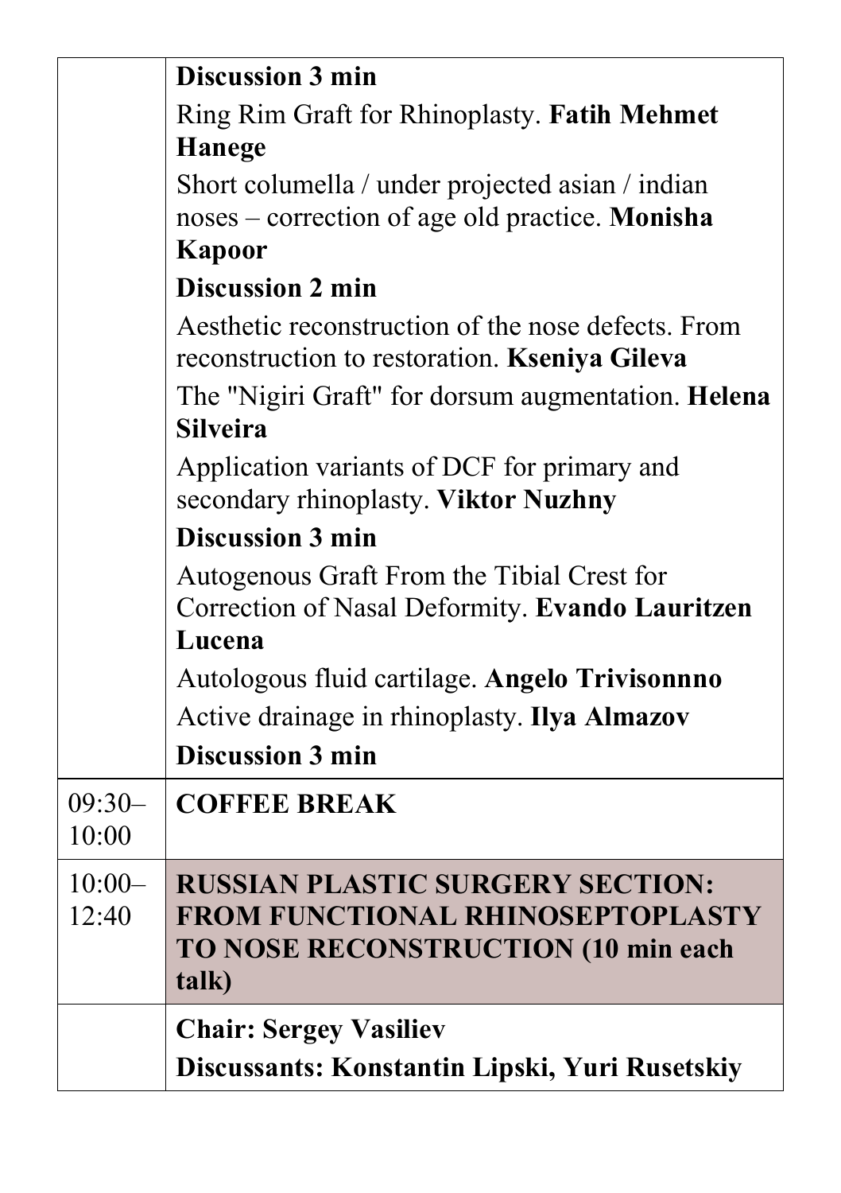|  |  |
|---|---|
|  | **Discussion 3 min**<br>Ring Rim Graft for Rhinoplasty. **Fatih Mehmet Hanege**<br>Short columella / under projected asian / indian noses – correction of age old practice. **Monisha Kapoor**<br>**Discussion 2 min**<br>Aesthetic reconstruction of the nose defects. From reconstruction to restoration. **Kseniya Gileva**<br>The "Nigiri Graft" for dorsum augmentation. **Helena Silveira**<br>Application variants of DCF for primary and secondary rhinoplasty. **Viktor Nuzhny**<br>**Discussion 3 min**<br>Autogenous Graft From the Tibial Crest for Correction of Nasal Deformity. **Evando Lauritzen Lucena**<br>Autologous fluid cartilage. **Angelo Trivisonnno**<br>Active drainage in rhinoplasty. **Ilya Almazov**<br>**Discussion 3 min** |
| 09:30–10:00 | **COFFEE BREAK** |
| 10:00–12:40 | **RUSSIAN PLASTIC SURGERY SECTION: FROM FUNCTIONAL RHINOSEPTOPLASTY TO NOSE RECONSTRUCTION (10 min each talk)** |
|  | **Chair: Sergey Vasiliev**<br>**Discussants: Konstantin Lipski, Yuri Rusetskiy** |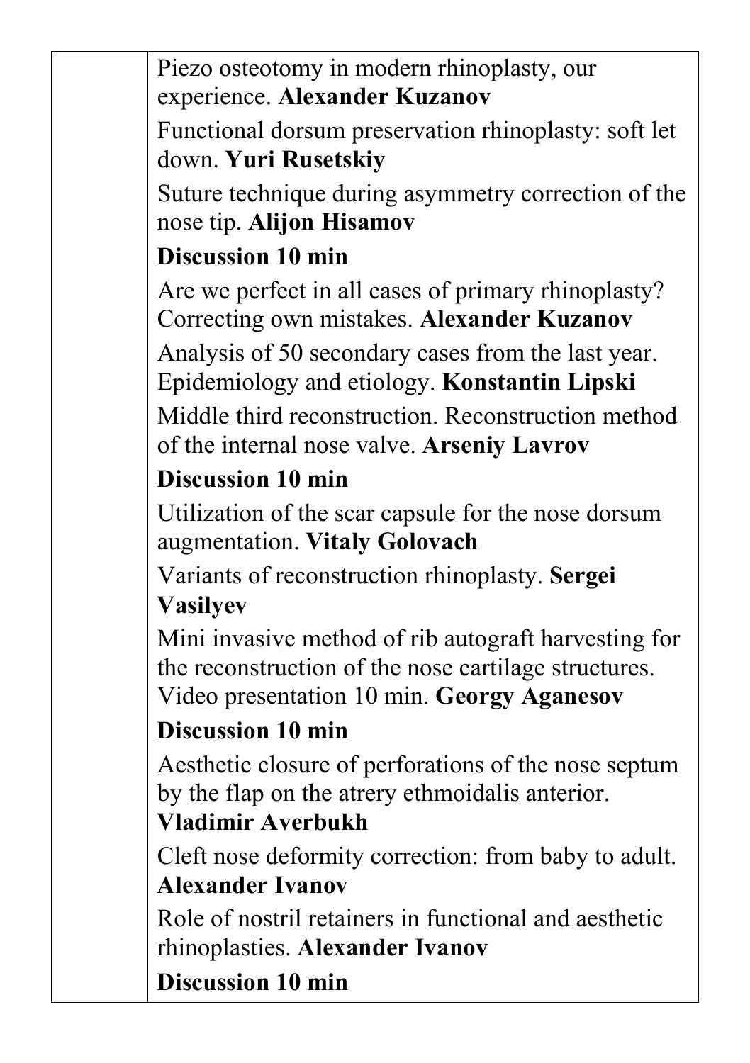| | |
|---|---|
| | Piezo osteotomy in modern rhinoplasty, our experience. **Alexander Kuzanov**<br>Functional dorsum preservation rhinoplasty: soft let down. **Yuri Rusetskiy**<br>Suture technique during asymmetry correction of the nose tip. **Alijon Hisamov**<br>**Discussion 10 min**<br>Are we perfect in all cases of primary rhinoplasty? Correcting own mistakes. **Alexander Kuzanov**<br>Analysis of 50 secondary cases from the last year. Epidemiology and etiology. **Konstantin Lipski**<br>Middle third reconstruction. Reconstruction method of the internal nose valve. **Arseniy Lavrov**<br>**Discussion 10 min**<br>Utilization of the scar capsule for the nose dorsum augmentation. **Vitaly Golovach**<br>Variants of reconstruction rhinoplasty. **Sergei Vasilyev**<br>Mini invasive method of rib autograft harvesting for the reconstruction of the nose cartilage structures. Video presentation 10 min. **Georgy Aganesov**<br>**Discussion 10 min**<br>Aesthetic closure of perforations of the nose septum by the flap on the atrery ethmoidalis anterior. **Vladimir Averbukh**<br>Cleft nose deformity correction: from baby to adult. **Alexander Ivanov**<br>Role of nostril retainers in functional and aesthetic rhinoplasties. **Alexander Ivanov**<br>**Discussion 10 min** |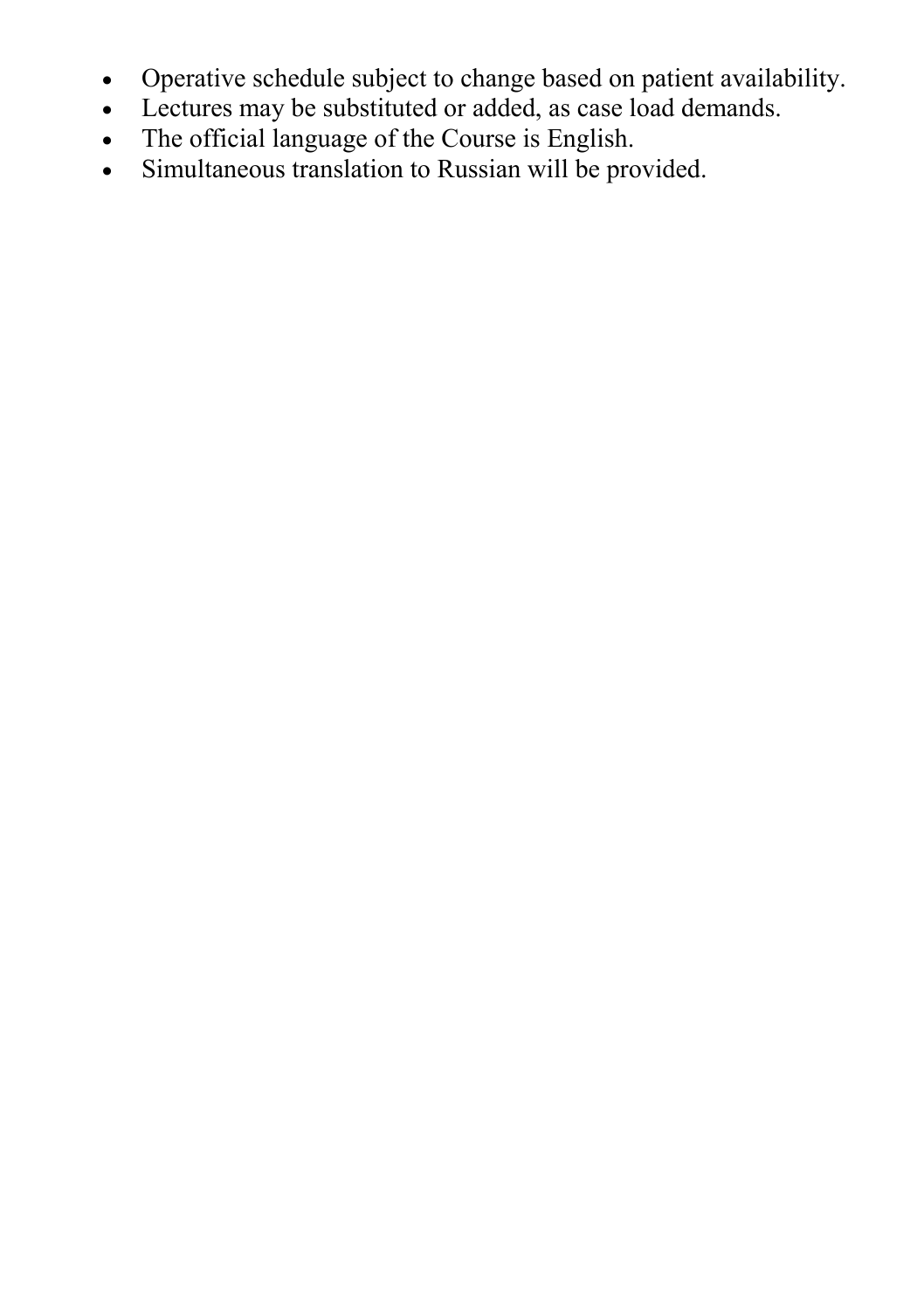- Operative schedule subject to change based on patient availability.
- Lectures may be substituted or added, as case load demands.
- The official language of the Course is English.
- Simultaneous translation to Russian will be provided.